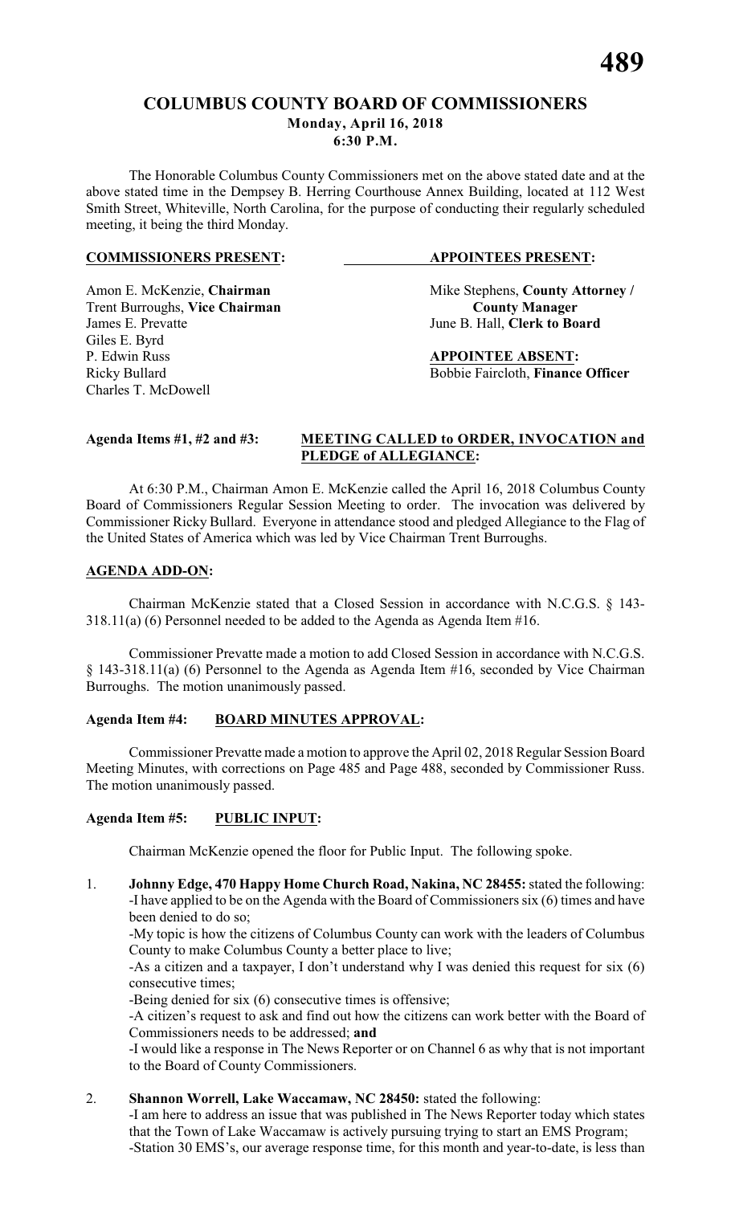# COLUMBUS COUNTY BOARD OF COMMISSIONERS
## Monday, April 16, 2018
## 6:30 P.M.

The Honorable Columbus County Commissioners met on the above stated date and at the above stated time in the Dempsey B. Herring Courthouse Annex Building, located at 112 West Smith Street, Whiteville, North Carolina, for the purpose of conducting their regularly scheduled meeting, it being the third Monday.

| **COMMISSIONERS PRESENT:** | **APPOINTEES PRESENT:** |
|---|---|
| Amon E. McKenzie, **Chairman** | Mike Stephens, **County Attorney / County Manager** |
| Trent Burroughs, **Vice Chairman** | |
| James E. Prevatte | June B. Hall, **Clerk to Board** |
| Giles E. Byrd | |
| P. Edwin Russ | **APPOINTEE ABSENT:** |
| Ricky Bullard | Bobbie Faircloth, **Finance Officer** |
| Charles T. McDowell | |

**Agenda Items #1, #2 and #3: MEETING CALLED to ORDER, INVOCATION and PLEDGE of ALLEGIANCE:**

At 6:30 P.M., Chairman Amon E. McKenzie called the April 16, 2018 Columbus County Board of Commissioners Regular Session Meeting to order. The invocation was delivered by Commissioner Ricky Bullard. Everyone in attendance stood and pledged Allegiance to the Flag of the United States of America which was led by Vice Chairman Trent Burroughs.

**AGENDA ADD-ON:**

Chairman McKenzie stated that a Closed Session in accordance with N.C.G.S. § 143-318.11(a) (6) Personnel needed to be added to the Agenda as Agenda Item #16.

Commissioner Prevatte made a motion to add Closed Session in accordance with N.C.G.S. § 143-318.11(a) (6) Personnel to the Agenda as Agenda Item #16, seconded by Vice Chairman Burroughs. The motion unanimously passed.

**Agenda Item #4: BOARD MINUTES APPROVAL:**

Commissioner Prevatte made a motion to approve the April 02, 2018 Regular Session Board Meeting Minutes, with corrections on Page 485 and Page 488, seconded by Commissioner Russ. The motion unanimously passed.

**Agenda Item #5: PUBLIC INPUT:**

Chairman McKenzie opened the floor for Public Input. The following spoke.

1. **Johnny Edge, 470 Happy Home Church Road, Nakina, NC 28455:** stated the following:
   -I have applied to be on the Agenda with the Board of Commissioners six (6) times and have been denied to do so;
   -My topic is how the citizens of Columbus County can work with the leaders of Columbus County to make Columbus County a better place to live;
   -As a citizen and a taxpayer, I don't understand why I was denied this request for six (6) consecutive times;
   -Being denied for six (6) consecutive times is offensive;
   -A citizen's request to ask and find out how the citizens can work better with the Board of Commissioners needs to be addressed; **and**
   -I would like a response in The News Reporter or on Channel 6 as why that is not important to the Board of County Commissioners.

2. **Shannon Worrell, Lake Waccamaw, NC 28450:** stated the following:
   -I am here to address an issue that was published in The News Reporter today which states that the Town of Lake Waccamaw is actively pursuing trying to start an EMS Program;
   -Station 30 EMS's, our average response time, for this month and year-to-date, is less than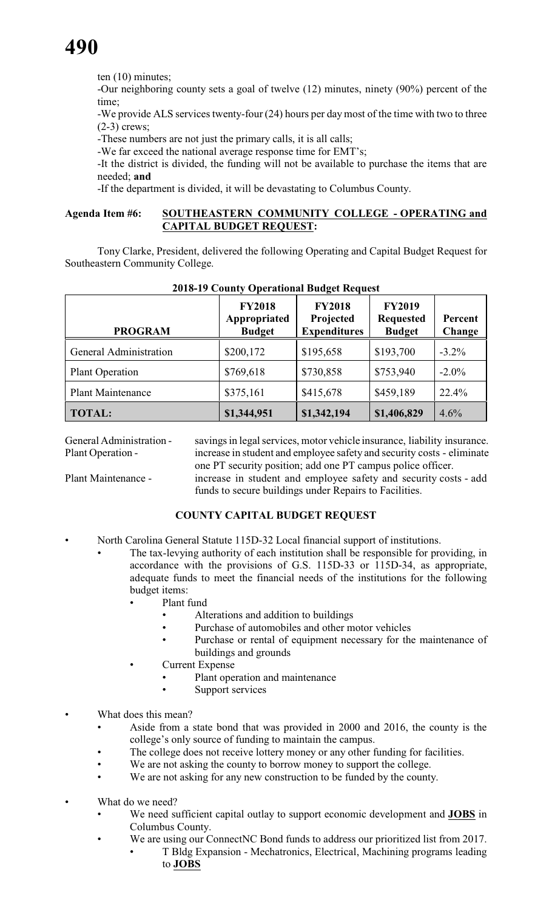ten (10) minutes;

-Our neighboring county sets a goal of twelve (12) minutes, ninety (90%) percent of the time;

-We provide ALS services twenty-four (24) hours per day most of the time with two to three (2-3) crews;

-These numbers are not just the primary calls, it is all calls;

-We far exceed the national average response time for EMT's;

-It the district is divided, the funding will not be available to purchase the items that are needed; **and**

-If the department is divided, it will be devastating to Columbus County.

**Agenda Item #6: SOUTHEASTERN COMMUNITY COLLEGE - OPERATING and CAPITAL BUDGET REQUEST:**

Tony Clarke, President, delivered the following Operating and Capital Budget Request for Southeastern Community College.

**2018-19 County Operational Budget Request**

| PROGRAM | FY2018 Appropriated Budget | FY2018 Projected Expenditures | FY2019 Requested Budget | Percent Change |
|---|---|---|---|---|
| General Administration | $200,172 | $195,658 | $193,700 | -3.2% |
| Plant Operation | $769,618 | $730,858 | $753,940 | -2.0% |
| Plant Maintenance | $375,161 | $415,678 | $459,189 | 22.4% |
| **TOTAL:** | **$1,344,951** | **$1,342,194** | **$1,406,829** | 4.6% |

General Administration - savings in legal services, motor vehicle insurance, liability insurance.

Plant Operation - increase in student and employee safety and security costs - eliminate one PT security position; add one PT campus police officer.

Plant Maintenance - increase in student and employee safety and security costs - add funds to secure buildings under Repairs to Facilities.

**COUNTY CAPITAL BUDGET REQUEST**

- North Carolina General Statute 115D-32 Local financial support of institutions.
  - The tax-levying authority of each institution shall be responsible for providing, in accordance with the provisions of G.S. 115D-33 or 115D-34, as appropriate, adequate funds to meet the financial needs of the institutions for the following budget items:
    - Plant fund
      - Alterations and addition to buildings
      - Purchase of automobiles and other motor vehicles
      - Purchase or rental of equipment necessary for the maintenance of buildings and grounds
    - Current Expense
      - Plant operation and maintenance
      - Support services
- What does this mean?
  - Aside from a state bond that was provided in 2000 and 2016, the county is the college's only source of funding to maintain the campus.
  - The college does not receive lottery money or any other funding for facilities.
  - We are not asking the county to borrow money to support the college.
  - We are not asking for any new construction to be funded by the county.
- What do we need?
  - We need sufficient capital outlay to support economic development and **JOBS** in Columbus County.
  - We are using our ConnectNC Bond funds to address our prioritized list from 2017.
    - T Bldg Expansion - Mechatronics, Electrical, Machining programs leading to **JOBS**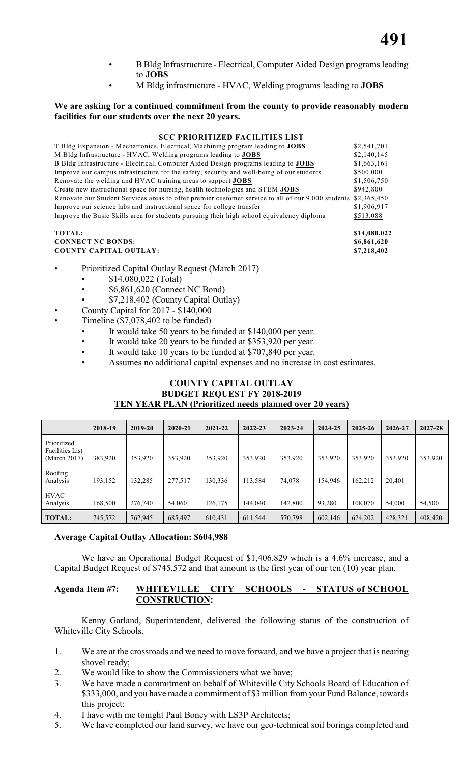- B Bldg Infrastructure - Electrical, Computer Aided Design programs leading to **JOBS**
- M Bldg infrastructure - HVAC, Welding programs leading to **JOBS**

**We are asking for a continued commitment from the county to provide reasonably modern facilities for our students over the next 20 years.**

**SCC PRIORITIZED FACILITIES LIST**

| | |
|---|---|
| T Bldg Expansion - Mechatronics, Electrical, Machining program leading to **JOBS** | $2,541,701 |
| M Bldg Infrastructure - HVAC, Welding programs leading to **JOBS** | $2,140,145 |
| B Bldg Infrastructure - Electrical, Computer Aided Design programs leading to **JOBS** | $1,663,161 |
| Improve our campus infrastructure for the safety, security and well-being of our students | $500,000 |
| Renovate the welding and HVAC training areas to support **JOBS** | $1,506,750 |
| Create new instructional space for nursing, health technologies and STEM **JOBS** | $942,800 |
| Renovate our Student Services areas to offer premier customer service to all of our 9,000 students | $2,365,450 |
| Improve our science labs and instructional space for college transfer | $1,906,917 |
| Improve the Basic Skills area for students pursuing their high school equivalency diploma | $513,088 |
| **TOTAL:** | **$14,080,022** |
| **CONNECT NC BONDS:** | **$6,861,620** |
| **COUNTY CAPITAL OUTLAY:** | **$7,218,402** |

- Prioritized Capital Outlay Request (March 2017)
  - $14,080,022 (Total)
  - $6,861,620 (Connect NC Bond)
  - $7,218,402 (County Capital Outlay)
- County Capital for 2017 - $140,000
- Timeline ($7,078,402 to be funded)
  - It would take 50 years to be funded at $140,000 per year.
  - It would take 20 years to be funded at $353,920 per year.
  - It would take 10 years to be funded at $707,840 per year.
  - Assumes no additional capital expenses and no increase in cost estimates.

**COUNTY CAPITAL OUTLAY**
**BUDGET REQUEST FY 2018-2019**
**TEN YEAR PLAN (Prioritized needs planned over 20 years)**

| | 2018-19 | 2019-20 | 2020-21 | 2021-22 | 2022-23 | 2023-24 | 2024-25 | 2025-26 | 2026-27 | 2027-28 |
|---|---|---|---|---|---|---|---|---|---|---|
| Prioritized Facilities List (March 2017) | 383,920 | 353,920 | 353,920 | 353,920 | 353,920 | 353,920 | 353,920 | 353,920 | 353,920 | 353,920 |
| Roofing Analysis | 193,152 | 132,285 | 277,517 | 130,336 | 113,584 | 74,078 | 154,946 | 162,212 | 20,401 | |
| HVAC Analysis | 168,500 | 276,740 | 54,060 | 126,175 | 144,040 | 142,800 | 93,280 | 108,070 | 54,000 | 54,500 |
| **TOTAL:** | 745,572 | 762,945 | 685,497 | 610,431 | 611,544 | 570,798 | 602,146 | 624,202 | 428,321 | 408,420 |

**Average Capital Outlay Allocation: $604,988**

We have an Operational Budget Request of $1,406,829 which is a 4.6% increase, and a Capital Budget Request of $745,572 and that amount is the first year of our ten (10) year plan.

**Agenda Item #7: WHITEVILLE CITY SCHOOLS - STATUS of SCHOOL CONSTRUCTION:**

Kenny Garland, Superintendent, delivered the following status of the construction of Whiteville City Schools.

1. We are at the crossroads and we need to move forward, and we have a project that is nearing shovel ready;
2. We would like to show the Commissioners what we have;
3. We have made a commitment on behalf of Whiteville City Schools Board of Education of $333,000, and you have made a commitment of $3 million from your Fund Balance, towards this project;
4. I have with me tonight Paul Boney with LS3P Architects;
5. We have completed our land survey, we have our geo-technical soil borings completed and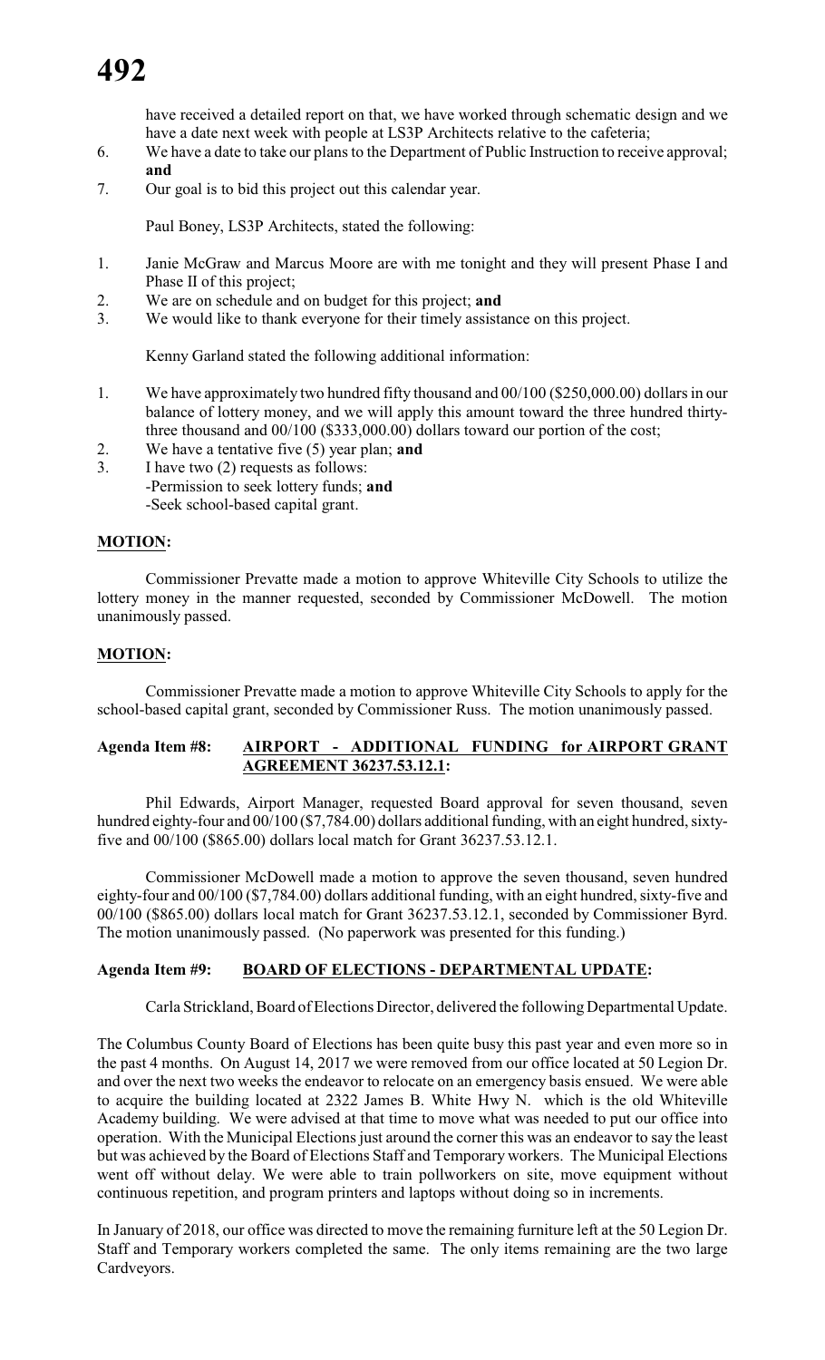have received a detailed report on that, we have worked through schematic design and we have a date next week with people at LS3P Architects relative to the cafeteria;

6. We have a date to take our plans to the Department of Public Instruction to receive approval; **and**
7. Our goal is to bid this project out this calendar year.

Paul Boney, LS3P Architects, stated the following:

1. Janie McGraw and Marcus Moore are with me tonight and they will present Phase I and Phase II of this project;
2. We are on schedule and on budget for this project; **and**
3. We would like to thank everyone for their timely assistance on this project.

Kenny Garland stated the following additional information:

1. We have approximately two hundred fifty thousand and 00/100 ($250,000.00) dollars in our balance of lottery money, and we will apply this amount toward the three hundred thirty-three thousand and 00/100 ($333,000.00) dollars toward our portion of the cost;
2. We have a tentative five (5) year plan; **and**
3. I have two (2) requests as follows:
   - Permission to seek lottery funds; **and**
   - Seek school-based capital grant.

**MOTION:**

Commissioner Prevatte made a motion to approve Whiteville City Schools to utilize the lottery money in the manner requested, seconded by Commissioner McDowell. The motion unanimously passed.

**MOTION:**

Commissioner Prevatte made a motion to approve Whiteville City Schools to apply for the school-based capital grant, seconded by Commissioner Russ. The motion unanimously passed.

**Agenda Item #8: AIRPORT - ADDITIONAL FUNDING for AIRPORT GRANT AGREEMENT 36237.53.12.1:**

Phil Edwards, Airport Manager, requested Board approval for seven thousand, seven hundred eighty-four and 00/100 ($7,784.00) dollars additional funding, with an eight hundred, sixty-five and 00/100 ($865.00) dollars local match for Grant 36237.53.12.1.

Commissioner McDowell made a motion to approve the seven thousand, seven hundred eighty-four and 00/100 ($7,784.00) dollars additional funding, with an eight hundred, sixty-five and 00/100 ($865.00) dollars local match for Grant 36237.53.12.1, seconded by Commissioner Byrd. The motion unanimously passed. (No paperwork was presented for this funding.)

**Agenda Item #9: BOARD OF ELECTIONS - DEPARTMENTAL UPDATE:**

Carla Strickland, Board of Elections Director, delivered the following Departmental Update.

The Columbus County Board of Elections has been quite busy this past year and even more so in the past 4 months. On August 14, 2017 we were removed from our office located at 50 Legion Dr. and over the next two weeks the endeavor to relocate on an emergency basis ensued. We were able to acquire the building located at 2322 James B. White Hwy N. which is the old Whiteville Academy building. We were advised at that time to move what was needed to put our office into operation. With the Municipal Elections just around the corner this was an endeavor to say the least but was achieved by the Board of Elections Staff and Temporary workers. The Municipal Elections went off without delay. We were able to train pollworkers on site, move equipment without continuous repetition, and program printers and laptops without doing so in increments.

In January of 2018, our office was directed to move the remaining furniture left at the 50 Legion Dr. Staff and Temporary workers completed the same. The only items remaining are the two large Cardveyors.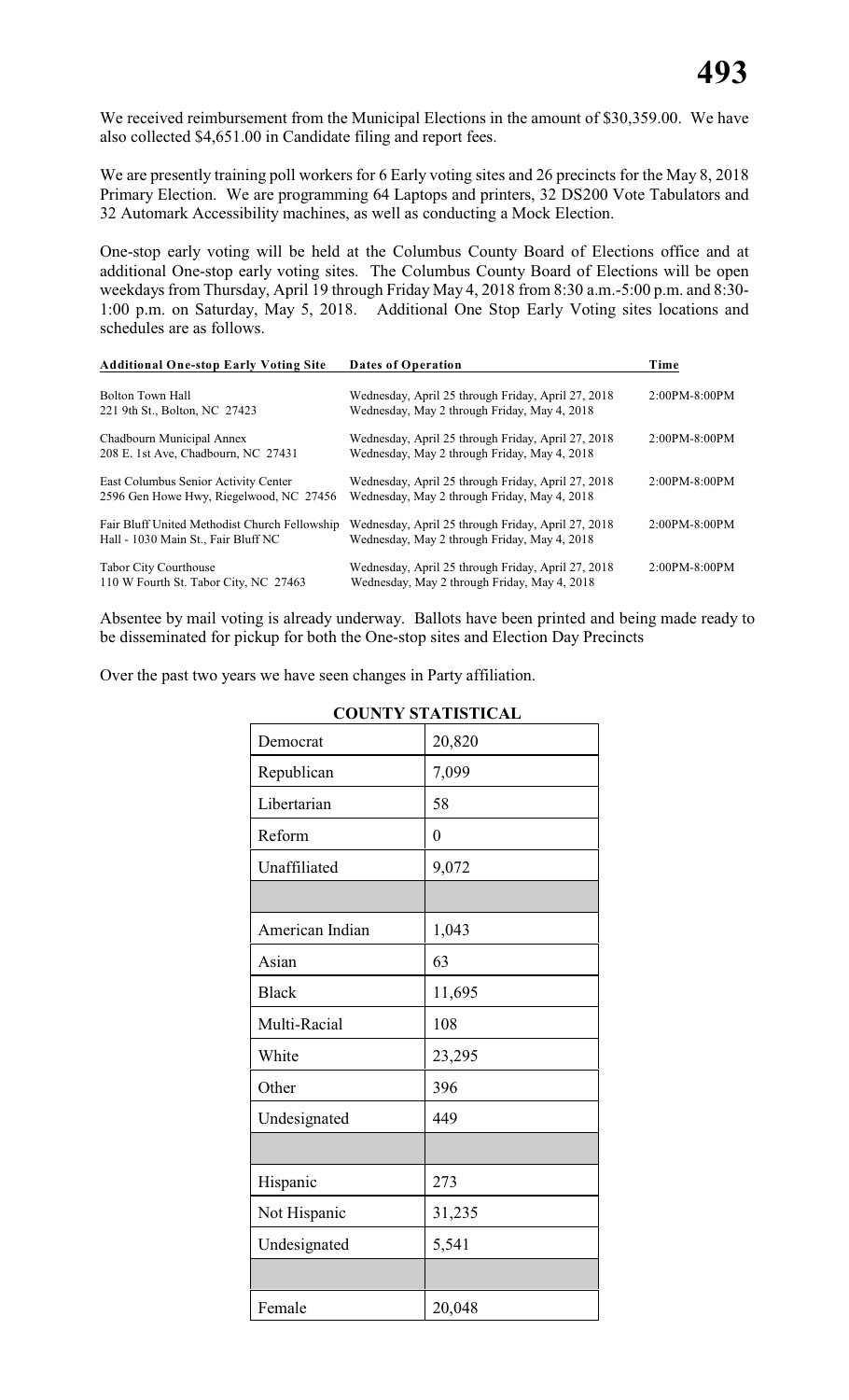We received reimbursement from the Municipal Elections in the amount of $30,359.00. We have also collected $4,651.00 in Candidate filing and report fees.

We are presently training poll workers for 6 Early voting sites and 26 precincts for the May 8, 2018 Primary Election. We are programming 64 Laptops and printers, 32 DS200 Vote Tabulators and 32 Automark Accessibility machines, as well as conducting a Mock Election.

One-stop early voting will be held at the Columbus County Board of Elections office and at additional One-stop early voting sites. The Columbus County Board of Elections will be open weekdays from Thursday, April 19 through Friday May 4, 2018 from 8:30 a.m.-5:00 p.m. and 8:30-1:00 p.m. on Saturday, May 5, 2018. Additional One Stop Early Voting sites locations and schedules are as follows.

| Additional One-stop Early Voting Site | Dates of Operation | Time |
|---|---|---|
| Bolton Town Hall<br>221 9th St., Bolton, NC 27423 | Wednesday, April 25 through Friday, April 27, 2018<br>Wednesday, May 2 through Friday, May 4, 2018 | 2:00PM-8:00PM |
| Chadbourn Municipal Annex<br>208 E. 1st Ave, Chadbourn, NC 27431 | Wednesday, April 25 through Friday, April 27, 2018<br>Wednesday, May 2 through Friday, May 4, 2018 | 2:00PM-8:00PM |
| East Columbus Senior Activity Center<br>2596 Gen Howe Hwy, Riegelwood, NC 27456 | Wednesday, April 25 through Friday, April 27, 2018<br>Wednesday, May 2 through Friday, May 4, 2018 | 2:00PM-8:00PM |
| Fair Bluff United Methodist Church Fellowship Hall - 1030 Main St., Fair Bluff NC | Wednesday, April 25 through Friday, April 27, 2018<br>Wednesday, May 2 through Friday, May 4, 2018 | 2:00PM-8:00PM |
| Tabor City Courthouse<br>110 W Fourth St. Tabor City, NC 27463 | Wednesday, April 25 through Friday, April 27, 2018<br>Wednesday, May 2 through Friday, May 4, 2018 | 2:00PM-8:00PM |

Absentee by mail voting is already underway. Ballots have been printed and being made ready to be disseminated for pickup for both the One-stop sites and Election Day Precincts

Over the past two years we have seen changes in Party affiliation.

**COUNTY STATISTICAL**

| | |
|---|---|
| Democrat | 20,820 |
| Republican | 7,099 |
| Libertarian | 58 |
| Reform | 0 |
| Unaffiliated | 9,072 |
| | |
| American Indian | 1,043 |
| Asian | 63 |
| Black | 11,695 |
| Multi-Racial | 108 |
| White | 23,295 |
| Other | 396 |
| Undesignated | 449 |
| | |
| Hispanic | 273 |
| Not Hispanic | 31,235 |
| Undesignated | 5,541 |
| | |
| Female | 20,048 |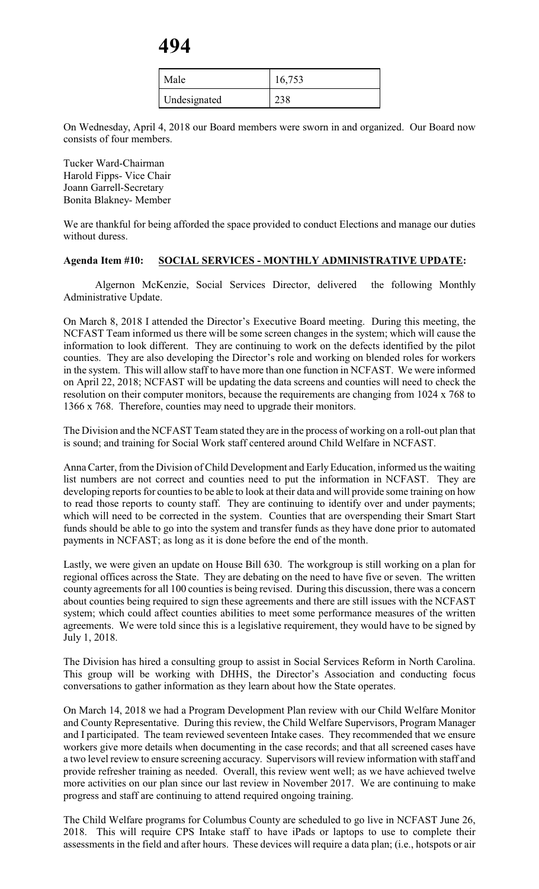| Male | 16,753 |
|---|---|
| Undesignated | 238 |

On Wednesday, April 4, 2018 our Board members were sworn in and organized. Our Board now consists of four members.

Tucker Ward-Chairman
Harold Fipps- Vice Chair
Joann Garrell-Secretary
Bonita Blakney- Member

We are thankful for being afforded the space provided to conduct Elections and manage our duties without duress.

**Agenda Item #10: SOCIAL SERVICES - MONTHLY ADMINISTRATIVE UPDATE:**

Algernon McKenzie, Social Services Director, delivered the following Monthly Administrative Update.

On March 8, 2018 I attended the Director's Executive Board meeting. During this meeting, the NCFAST Team informed us there will be some screen changes in the system; which will cause the information to look different. They are continuing to work on the defects identified by the pilot counties. They are also developing the Director's role and working on blended roles for workers in the system. This will allow staff to have more than one function in NCFAST. We were informed on April 22, 2018; NCFAST will be updating the data screens and counties will need to check the resolution on their computer monitors, because the requirements are changing from 1024 x 768 to 1366 x 768. Therefore, counties may need to upgrade their monitors.

The Division and the NCFAST Team stated they are in the process of working on a roll-out plan that is sound; and training for Social Work staff centered around Child Welfare in NCFAST.

Anna Carter, from the Division of Child Development and Early Education, informed us the waiting list numbers are not correct and counties need to put the information in NCFAST. They are developing reports for counties to be able to look at their data and will provide some training on how to read those reports to county staff. They are continuing to identify over and under payments; which will need to be corrected in the system. Counties that are overspending their Smart Start funds should be able to go into the system and transfer funds as they have done prior to automated payments in NCFAST; as long as it is done before the end of the month.

Lastly, we were given an update on House Bill 630. The workgroup is still working on a plan for regional offices across the State. They are debating on the need to have five or seven. The written county agreements for all 100 counties is being revised. During this discussion, there was a concern about counties being required to sign these agreements and there are still issues with the NCFAST system; which could affect counties abilities to meet some performance measures of the written agreements. We were told since this is a legislative requirement, they would have to be signed by July 1, 2018.

The Division has hired a consulting group to assist in Social Services Reform in North Carolina. This group will be working with DHHS, the Director's Association and conducting focus conversations to gather information as they learn about how the State operates.

On March 14, 2018 we had a Program Development Plan review with our Child Welfare Monitor and County Representative. During this review, the Child Welfare Supervisors, Program Manager and I participated. The team reviewed seventeen Intake cases. They recommended that we ensure workers give more details when documenting in the case records; and that all screened cases have a two level review to ensure screening accuracy. Supervisors will review information with staff and provide refresher training as needed. Overall, this review went well; as we have achieved twelve more activities on our plan since our last review in November 2017. We are continuing to make progress and staff are continuing to attend required ongoing training.

The Child Welfare programs for Columbus County are scheduled to go live in NCFAST June 26, 2018. This will require CPS Intake staff to have iPads or laptops to use to complete their assessments in the field and after hours. These devices will require a data plan; (i.e., hotspots or air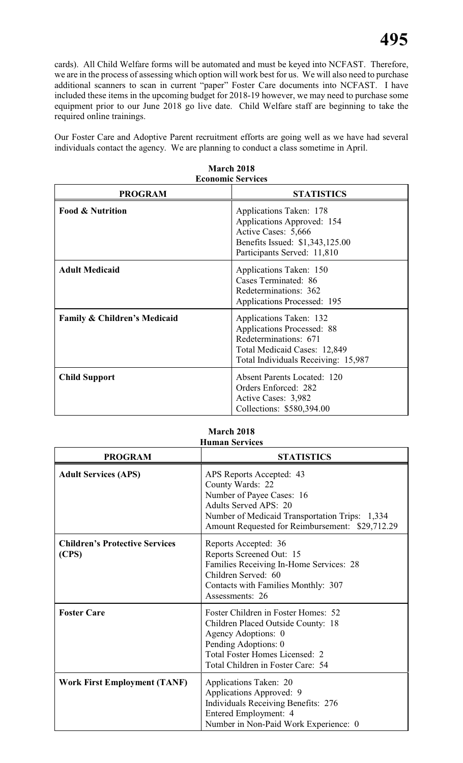cards). All Child Welfare forms will be automated and must be keyed into NCFAST. Therefore, we are in the process of assessing which option will work best for us. We will also need to purchase additional scanners to scan in current "paper" Foster Care documents into NCFAST. I have included these items in the upcoming budget for 2018-19 however, we may need to purchase some equipment prior to our June 2018 go live date. Child Welfare staff are beginning to take the required online trainings.

Our Foster Care and Adoptive Parent recruitment efforts are going well as we have had several individuals contact the agency. We are planning to conduct a class sometime in April.

**March 2018**
**Economic Services**

| PROGRAM | STATISTICS |
|---|---|
| **Food & Nutrition** | Applications Taken: 178<br>Applications Approved: 154<br>Active Cases: 5,666<br>Benefits Issued: $1,343,125.00<br>Participants Served: 11,810 |
| **Adult Medicaid** | Applications Taken: 150<br>Cases Terminated: 86<br>Redeterminations: 362<br>Applications Processed: 195 |
| **Family & Children's Medicaid** | Applications Taken: 132<br>Applications Processed: 88<br>Redeterminations: 671<br>Total Medicaid Cases: 12,849<br>Total Individuals Receiving: 15,987 |
| **Child Support** | Absent Parents Located: 120<br>Orders Enforced: 282<br>Active Cases: 3,982<br>Collections: $580,394.00 |

**March 2018**
**Human Services**

| PROGRAM | STATISTICS |
|---|---|
| **Adult Services (APS)** | APS Reports Accepted: 43<br>County Wards: 22<br>Number of Payee Cases: 16<br>Adults Served APS: 20<br>Number of Medicaid Transportation Trips: 1,334<br>Amount Requested for Reimbursement: $29,712.29 |
| **Children's Protective Services (CPS)** | Reports Accepted: 36<br>Reports Screened Out: 15<br>Families Receiving In-Home Services: 28<br>Children Served: 60<br>Contacts with Families Monthly: 307<br>Assessments: 26 |
| **Foster Care** | Foster Children in Foster Homes: 52<br>Children Placed Outside County: 18<br>Agency Adoptions: 0<br>Pending Adoptions: 0<br>Total Foster Homes Licensed: 2<br>Total Children in Foster Care: 54 |
| **Work First Employment (TANF)** | Applications Taken: 20<br>Applications Approved: 9<br>Individuals Receiving Benefits: 276<br>Entered Employment: 4<br>Number in Non-Paid Work Experience: 0 |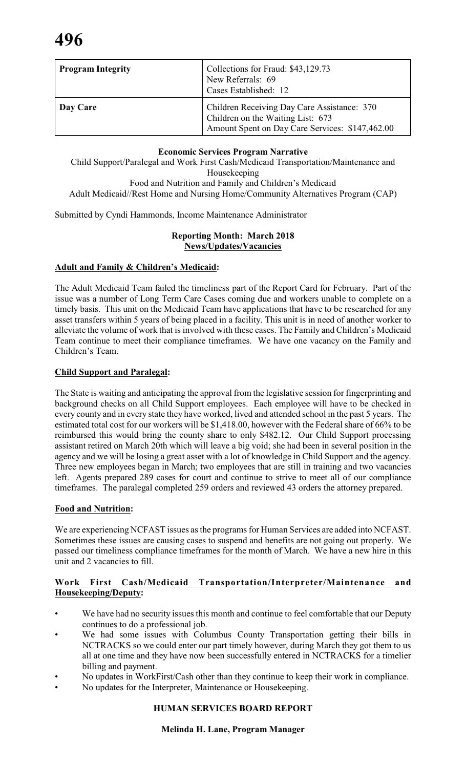| Program Integrity | Collections for Fraud: $43,129.73<br>New Referrals: 69<br>Cases Established: 12 |
|---|---|
| Day Care | Children Receiving Day Care Assistance: 370<br>Children on the Waiting List: 673<br>Amount Spent on Day Care Services: $147,462.00 |

**Economic Services Program Narrative**

Child Support/Paralegal and Work First Cash/Medicaid Transportation/Maintenance and Housekeeping
Food and Nutrition and Family and Children's Medicaid
Adult Medicaid//Rest Home and Nursing Home/Community Alternatives Program (CAP)

Submitted by Cyndi Hammonds, Income Maintenance Administrator

**Reporting Month: March 2018**
**News/Updates/Vacancies**

**Adult and Family & Children's Medicaid:**

The Adult Medicaid Team failed the timeliness part of the Report Card for February. Part of the issue was a number of Long Term Care Cases coming due and workers unable to complete on a timely basis. This unit on the Medicaid Team have applications that have to be researched for any asset transfers within 5 years of being placed in a facility. This unit is in need of another worker to alleviate the volume of work that is involved with these cases. The Family and Children's Medicaid Team continue to meet their compliance timeframes. We have one vacancy on the Family and Children's Team.

**Child Support and Paralegal:**

The State is waiting and anticipating the approval from the legislative session for fingerprinting and background checks on all Child Support employees. Each employee will have to be checked in every county and in every state they have worked, lived and attended school in the past 5 years. The estimated total cost for our workers will be $1,418.00, however with the Federal share of 66% to be reimbursed this would bring the county share to only $482.12. Our Child Support processing assistant retired on March 20th which will leave a big void; she had been in several position in the agency and we will be losing a great asset with a lot of knowledge in Child Support and the agency. Three new employees began in March; two employees that are still in training and two vacancies left. Agents prepared 289 cases for court and continue to strive to meet all of our compliance timeframes. The paralegal completed 259 orders and reviewed 43 orders the attorney prepared.

**Food and Nutrition:**

We are experiencing NCFAST issues as the programs for Human Services are added into NCFAST. Sometimes these issues are causing cases to suspend and benefits are not going out properly. We passed our timeliness compliance timeframes for the month of March. We have a new hire in this unit and 2 vacancies to fill.

**Work First Cash/Medicaid Transportation/Interpreter/Maintenance and Housekeeping/Deputy:**

- We have had no security issues this month and continue to feel comfortable that our Deputy continues to do a professional job.
- We had some issues with Columbus County Transportation getting their bills in NCTRACKS so we could enter our part timely however, during March they got them to us all at one time and they have now been successfully entered in NCTRACKS for a timelier billing and payment.
- No updates in WorkFirst/Cash other than they continue to keep their work in compliance.
- No updates for the Interpreter, Maintenance or Housekeeping.

**HUMAN SERVICES BOARD REPORT**

**Melinda H. Lane, Program Manager**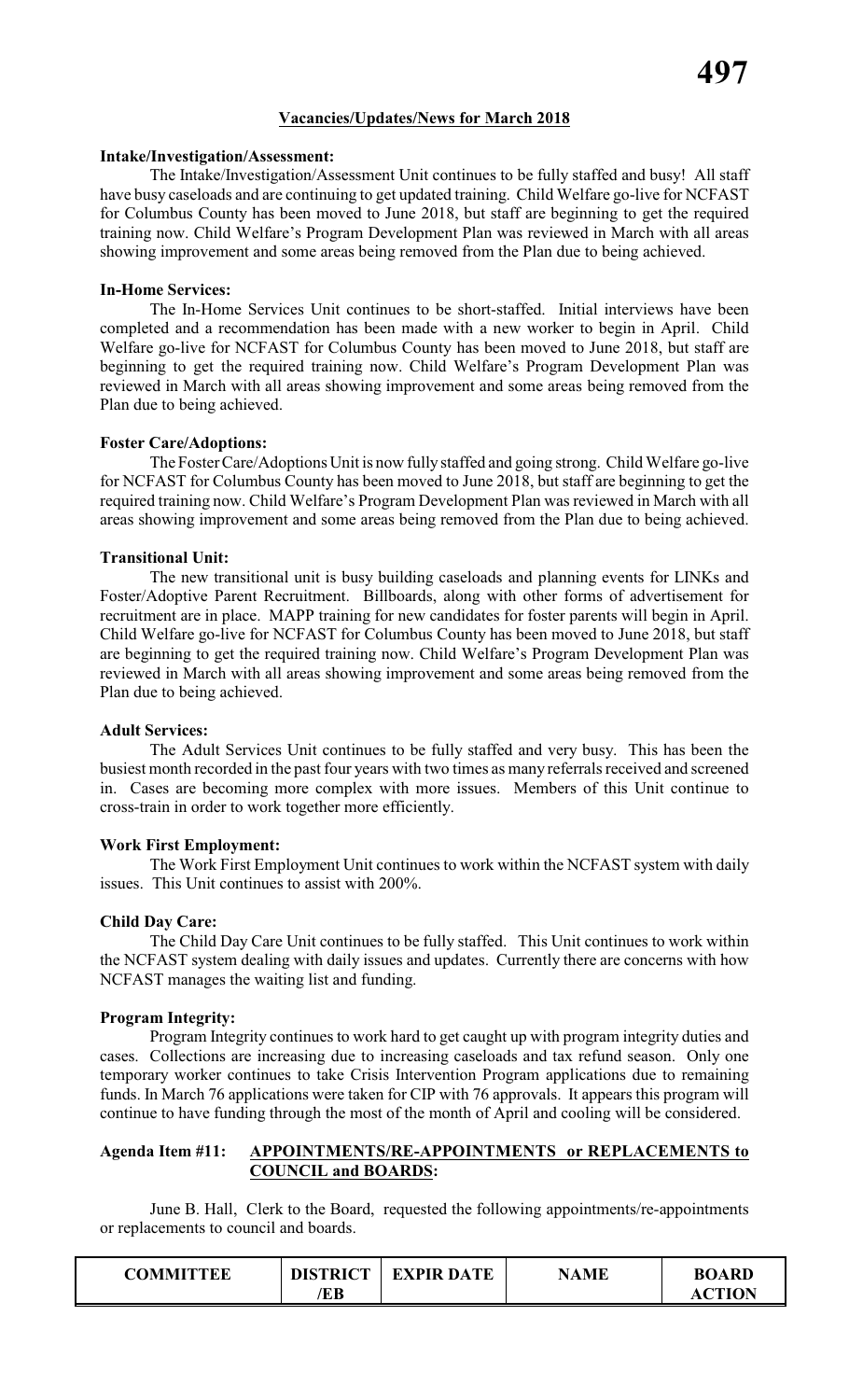## Vacancies/Updates/News for March 2018

**Intake/Investigation/Assessment:**

The Intake/Investigation/Assessment Unit continues to be fully staffed and busy! All staff have busy caseloads and are continuing to get updated training. Child Welfare go-live for NCFAST for Columbus County has been moved to June 2018, but staff are beginning to get the required training now. Child Welfare's Program Development Plan was reviewed in March with all areas showing improvement and some areas being removed from the Plan due to being achieved.

**In-Home Services:**

The In-Home Services Unit continues to be short-staffed. Initial interviews have been completed and a recommendation has been made with a new worker to begin in April. Child Welfare go-live for NCFAST for Columbus County has been moved to June 2018, but staff are beginning to get the required training now. Child Welfare's Program Development Plan was reviewed in March with all areas showing improvement and some areas being removed from the Plan due to being achieved.

**Foster Care/Adoptions:**

The Foster Care/Adoptions Unit is now fully staffed and going strong. Child Welfare go-live for NCFAST for Columbus County has been moved to June 2018, but staff are beginning to get the required training now. Child Welfare's Program Development Plan was reviewed in March with all areas showing improvement and some areas being removed from the Plan due to being achieved.

**Transitional Unit:**

The new transitional unit is busy building caseloads and planning events for LINKs and Foster/Adoptive Parent Recruitment. Billboards, along with other forms of advertisement for recruitment are in place. MAPP training for new candidates for foster parents will begin in April. Child Welfare go-live for NCFAST for Columbus County has been moved to June 2018, but staff are beginning to get the required training now. Child Welfare's Program Development Plan was reviewed in March with all areas showing improvement and some areas being removed from the Plan due to being achieved.

**Adult Services:**

The Adult Services Unit continues to be fully staffed and very busy. This has been the busiest month recorded in the past four years with two times as many referrals received and screened in. Cases are becoming more complex with more issues. Members of this Unit continue to cross-train in order to work together more efficiently.

**Work First Employment:**

The Work First Employment Unit continues to work within the NCFAST system with daily issues. This Unit continues to assist with 200%.

**Child Day Care:**

The Child Day Care Unit continues to be fully staffed. This Unit continues to work within the NCFAST system dealing with daily issues and updates. Currently there are concerns with how NCFAST manages the waiting list and funding.

**Program Integrity:**

Program Integrity continues to work hard to get caught up with program integrity duties and cases. Collections are increasing due to increasing caseloads and tax refund season. Only one temporary worker continues to take Crisis Intervention Program applications due to remaining funds. In March 76 applications were taken for CIP with 76 approvals. It appears this program will continue to have funding through the most of the month of April and cooling will be considered.

**Agenda Item #11: APPOINTMENTS/RE-APPOINTMENTS or REPLACEMENTS to COUNCIL and BOARDS:**

June B. Hall, Clerk to the Board, requested the following appointments/re-appointments or replacements to council and boards.

| COMMITTEE | DISTRICT /EB | EXPIR DATE | NAME | BOARD ACTION |
|---|---|---|---|---|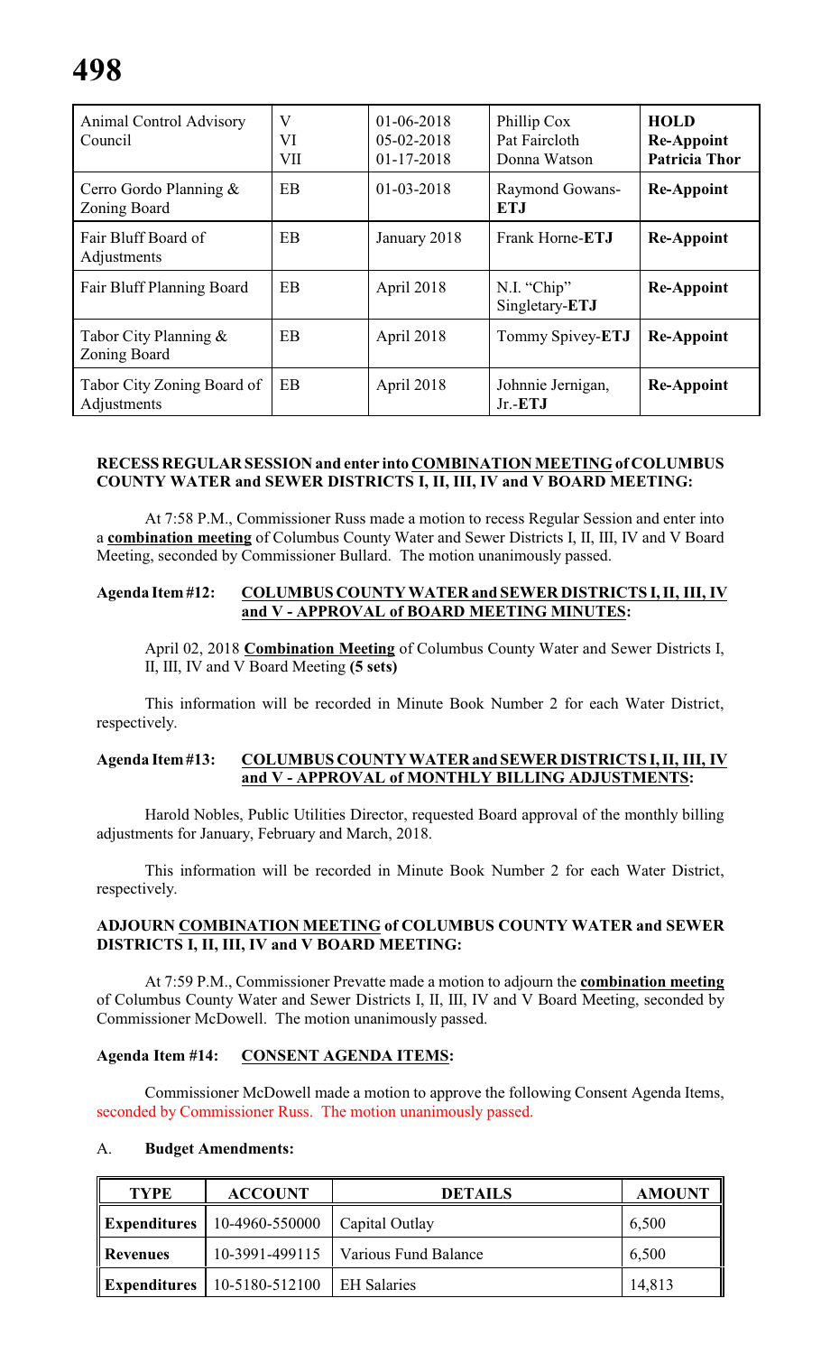| Animal Control Advisory Council | V<br>VI<br>VII | 01-06-2018<br>05-02-2018<br>01-17-2018 | Phillip Cox<br>Pat Faircloth<br>Donna Watson | **HOLD**<br>**Re-Appoint**<br>**Patricia Thor** |
|---|---|---|---|---|
| Cerro Gordo Planning & Zoning Board | EB | 01-03-2018 | Raymond Gowans-**ETJ** | **Re-Appoint** |
| Fair Bluff Board of Adjustments | EB | January 2018 | Frank Horne-**ETJ** | **Re-Appoint** |
| Fair Bluff Planning Board | EB | April 2018 | N.I. "Chip" Singletary-**ETJ** | **Re-Appoint** |
| Tabor City Planning & Zoning Board | EB | April 2018 | Tommy Spivey-**ETJ** | **Re-Appoint** |
| Tabor City Zoning Board of Adjustments | EB | April 2018 | Johnnie Jernigan, Jr.-**ETJ** | **Re-Appoint** |

**RECESS REGULAR SESSION and enter into COMBINATION MEETING of COLUMBUS COUNTY WATER and SEWER DISTRICTS I, II, III, IV and V BOARD MEETING:**

At 7:58 P.M., Commissioner Russ made a motion to recess Regular Session and enter into a **combination meeting** of Columbus County Water and Sewer Districts I, II, III, IV and V Board Meeting, seconded by Commissioner Bullard. The motion unanimously passed.

**Agenda Item #12: COLUMBUS COUNTY WATER and SEWER DISTRICTS I, II, III, IV and V - APPROVAL of BOARD MEETING MINUTES:**

April 02, 2018 **Combination Meeting** of Columbus County Water and Sewer Districts I, II, III, IV and V Board Meeting **(5 sets)**

This information will be recorded in Minute Book Number 2 for each Water District, respectively.

**Agenda Item #13: COLUMBUS COUNTY WATER and SEWER DISTRICTS I, II, III, IV and V - APPROVAL of MONTHLY BILLING ADJUSTMENTS:**

Harold Nobles, Public Utilities Director, requested Board approval of the monthly billing adjustments for January, February and March, 2018.

This information will be recorded in Minute Book Number 2 for each Water District, respectively.

**ADJOURN COMBINATION MEETING of COLUMBUS COUNTY WATER and SEWER DISTRICTS I, II, III, IV and V BOARD MEETING:**

At 7:59 P.M., Commissioner Prevatte made a motion to adjourn the **combination meeting** of Columbus County Water and Sewer Districts I, II, III, IV and V Board Meeting, seconded by Commissioner McDowell. The motion unanimously passed.

**Agenda Item #14: CONSENT AGENDA ITEMS:**

Commissioner McDowell made a motion to approve the following Consent Agenda Items, seconded by Commissioner Russ. The motion unanimously passed.

A. **Budget Amendments:**

| TYPE | ACCOUNT | DETAILS | AMOUNT |
|---|---|---|---|
| **Expenditures** | 10-4960-550000 | Capital Outlay | 6,500 |
| **Revenues** | 10-3991-499115 | Various Fund Balance | 6,500 |
| **Expenditures** | 10-5180-512100 | EH Salaries | 14,813 |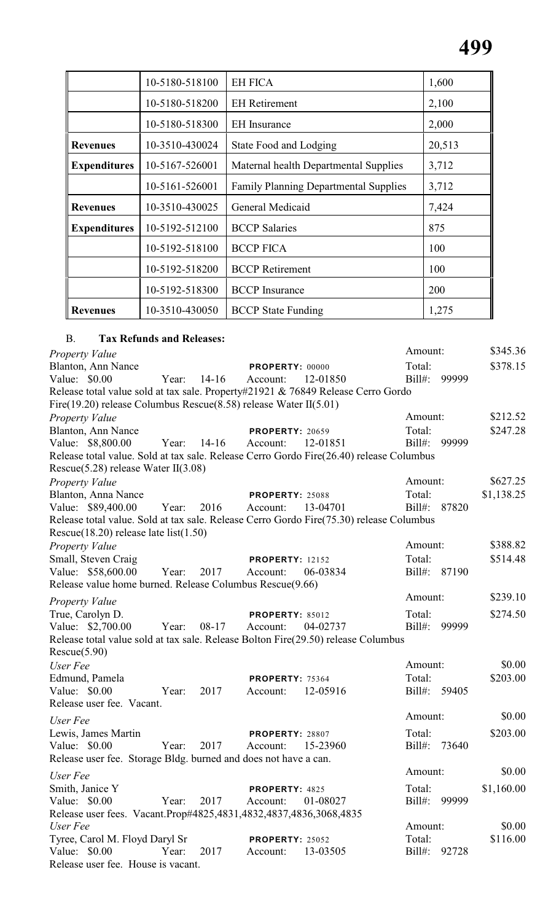| | | | |
|---|---|---|---|
| | 10-5180-518100 | EH FICA | 1,600 |
| | 10-5180-518200 | EH Retirement | 2,100 |
| | 10-5180-518300 | EH Insurance | 2,000 |
| **Revenues** | 10-3510-430024 | State Food and Lodging | 20,513 |
| **Expenditures** | 10-5167-526001 | Maternal health Departmental Supplies | 3,712 |
| | 10-5161-526001 | Family Planning Departmental Supplies | 3,712 |
| **Revenues** | 10-3510-430025 | General Medicaid | 7,424 |
| **Expenditures** | 10-5192-512100 | BCCP Salaries | 875 |
| | 10-5192-518100 | BCCP FICA | 100 |
| | 10-5192-518200 | BCCP Retirement | 100 |
| | 10-5192-518300 | BCCP Insurance | 200 |
| **Revenues** | 10-3510-430050 | BCCP State Funding | 1,275 |

B. **Tax Refunds and Releases:**

*Property Value* — Amount: $345.36
Blanton, Ann Nance — PROPERTY: 00000 — Total: $378.15
Value: $0.00 Year: 14-16 Account: 12-01850 Bill#: 99999
Release total value sold at tax sale. Property#21921 & 76849 Release Cerro Gordo Fire(19.20) release Columbus Rescue(8.58) release Water II(5.01)

*Property Value* — Amount: $212.52
Blanton, Ann Nance — PROPERTY: 20659 — Total: $247.28
Value: $8,800.00 Year: 14-16 Account: 12-01851 Bill#: 99999
Release total value. Sold at tax sale. Release Cerro Gordo Fire(26.40) release Columbus Rescue(5.28) release Water II(3.08)

*Property Value* — Amount: $627.25
Blanton, Anna Nance — PROPERTY: 25088 — Total: $1,138.25
Value: $89,400.00 Year: 2016 Account: 13-04701 Bill#: 87820
Release total value. Sold at tax sale. Release Cerro Gordo Fire(75.30) release Columbus Rescue(18.20) release late list(1.50)

*Property Value* — Amount: $388.82
Small, Steven Craig — PROPERTY: 12152 — Total: $514.48
Value: $58,600.00 Year: 2017 Account: 06-03834 Bill#: 87190
Release value home burned. Release Columbus Rescue(9.66)

*Property Value* — Amount: $239.10
True, Carolyn D. — PROPERTY: 85012 — Total: $274.50
Value: $2,700.00 Year: 08-17 Account: 04-02737 Bill#: 99999
Release total value sold at tax sale. Release Bolton Fire(29.50) release Columbus Rescue(5.90)

*User Fee* — Amount: $0.00
Edmund, Pamela — PROPERTY: 75364 — Total: $203.00
Value: $0.00 Year: 2017 Account: 12-05916 Bill#: 59405
Release user fee. Vacant.

*User Fee* — Amount: $0.00
Lewis, James Martin — PROPERTY: 28807 — Total: $203.00
Value: $0.00 Year: 2017 Account: 15-23960 Bill#: 73640
Release user fee. Storage Bldg. burned and does not have a can.

*User Fee* — Amount: $0.00
Smith, Janice Y — PROPERTY: 4825 — Total: $1,160.00
Value: $0.00 Year: 2017 Account: 01-08027 Bill#: 99999
Release user fees. Vacant.Prop#4825,4831,4832,4837,4836,3068,4835

*User Fee* — Amount: $0.00
Tyree, Carol M. Floyd Daryl Sr — PROPERTY: 25052 — Total: $116.00
Value: $0.00 Year: 2017 Account: 13-03505 Bill#: 92728
Release user fee. House is vacant.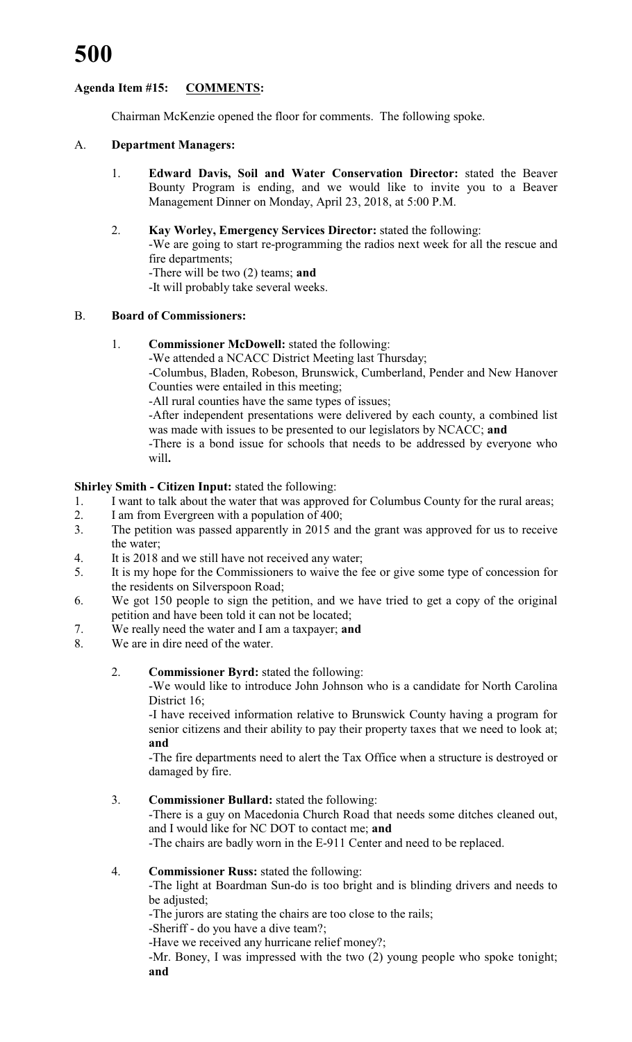**Agenda Item #15: COMMENTS:**

Chairman McKenzie opened the floor for comments. The following spoke.

A. **Department Managers:**

1. **Edward Davis, Soil and Water Conservation Director:** stated the Beaver Bounty Program is ending, and we would like to invite you to a Beaver Management Dinner on Monday, April 23, 2018, at 5:00 P.M.

2. **Kay Worley, Emergency Services Director:** stated the following:
   -We are going to start re-programming the radios next week for all the rescue and fire departments;
   -There will be two (2) teams; **and**
   -It will probably take several weeks.

B. **Board of Commissioners:**

1. **Commissioner McDowell:** stated the following:
   -We attended a NCACC District Meeting last Thursday;
   -Columbus, Bladen, Robeson, Brunswick, Cumberland, Pender and New Hanover Counties were entailed in this meeting;
   -All rural counties have the same types of issues;
   -After independent presentations were delivered by each county, a combined list was made with issues to be presented to our legislators by NCACC; **and**
   -There is a bond issue for schools that needs to be addressed by everyone who will**.**

**Shirley Smith - Citizen Input:** stated the following:

1. I want to talk about the water that was approved for Columbus County for the rural areas;
2. I am from Evergreen with a population of 400;
3. The petition was passed apparently in 2015 and the grant was approved for us to receive the water;
4. It is 2018 and we still have not received any water;
5. It is my hope for the Commissioners to waive the fee or give some type of concession for the residents on Silverspoon Road;
6. We got 150 people to sign the petition, and we have tried to get a copy of the original petition and have been told it can not be located;
7. We really need the water and I am a taxpayer; **and**
8. We are in dire need of the water.

2. **Commissioner Byrd:** stated the following:
   -We would like to introduce John Johnson who is a candidate for North Carolina District 16;
   -I have received information relative to Brunswick County having a program for senior citizens and their ability to pay their property taxes that we need to look at; **and**
   -The fire departments need to alert the Tax Office when a structure is destroyed or damaged by fire.

3. **Commissioner Bullard:** stated the following:
   -There is a guy on Macedonia Church Road that needs some ditches cleaned out, and I would like for NC DOT to contact me; **and**
   -The chairs are badly worn in the E-911 Center and need to be replaced.

4. **Commissioner Russ:** stated the following:
   -The light at Boardman Sun-do is too bright and is blinding drivers and needs to be adjusted;
   -The jurors are stating the chairs are too close to the rails;
   -Sheriff - do you have a dive team?;
   -Have we received any hurricane relief money?;
   -Mr. Boney, I was impressed with the two (2) young people who spoke tonight; **and**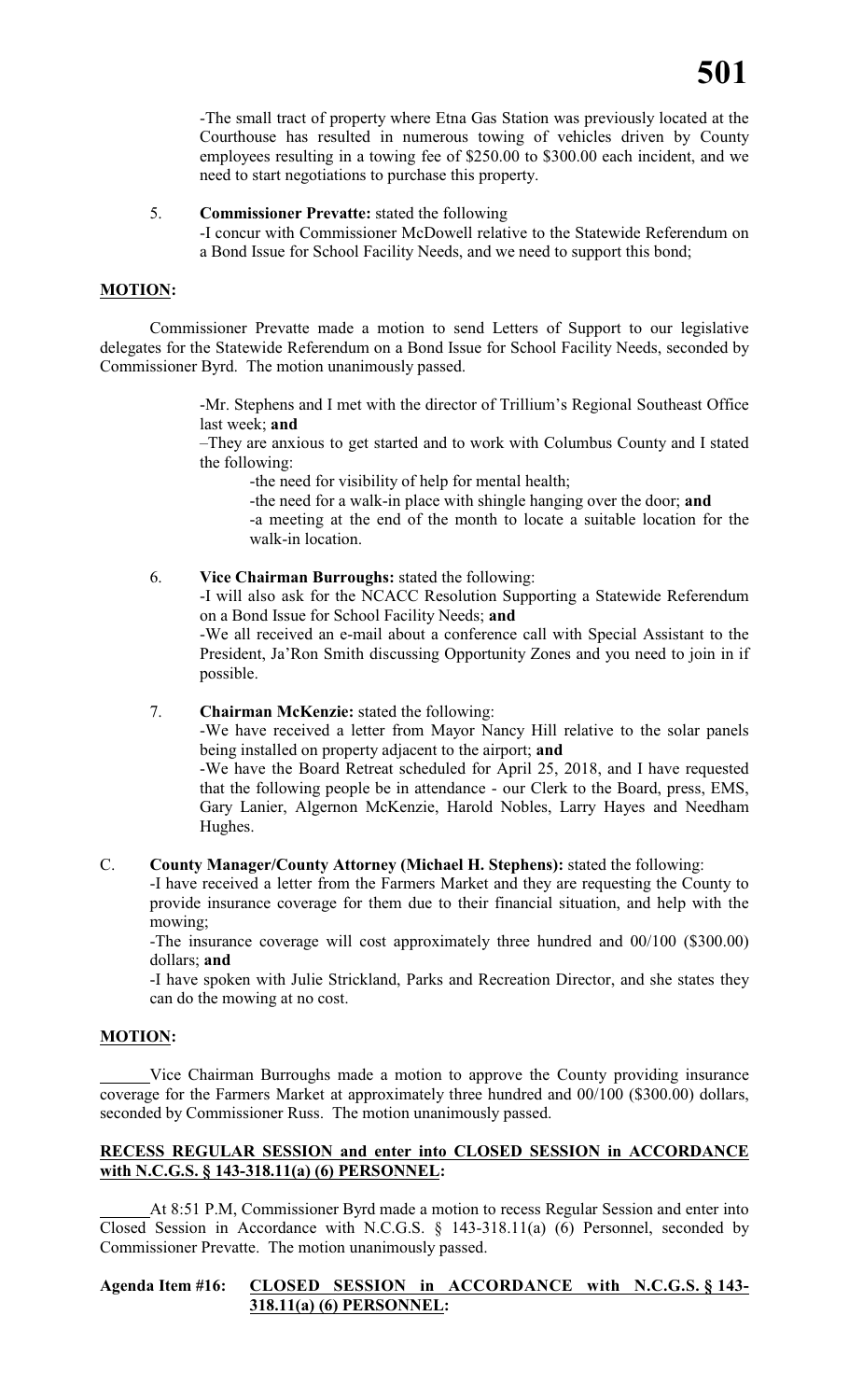-The small tract of property where Etna Gas Station was previously located at the Courthouse has resulted in numerous towing of vehicles driven by County employees resulting in a towing fee of $250.00 to $300.00 each incident, and we need to start negotiations to purchase this property.

5. **Commissioner Prevatte:** stated the following

   -I concur with Commissioner McDowell relative to the Statewide Referendum on a Bond Issue for School Facility Needs, and we need to support this bond;

**MOTION:**

Commissioner Prevatte made a motion to send Letters of Support to our legislative delegates for the Statewide Referendum on a Bond Issue for School Facility Needs, seconded by Commissioner Byrd. The motion unanimously passed.

-Mr. Stephens and I met with the director of Trillium's Regional Southeast Office last week; **and**

–They are anxious to get started and to work with Columbus County and I stated the following:

- -the need for visibility of help for mental health;
- -the need for a walk-in place with shingle hanging over the door; **and**
- -a meeting at the end of the month to locate a suitable location for the walk-in location.

6. **Vice Chairman Burroughs:** stated the following:

   -I will also ask for the NCACC Resolution Supporting a Statewide Referendum on a Bond Issue for School Facility Needs; **and**

   -We all received an e-mail about a conference call with Special Assistant to the President, Ja'Ron Smith discussing Opportunity Zones and you need to join in if possible.

7. **Chairman McKenzie:** stated the following:

   -We have received a letter from Mayor Nancy Hill relative to the solar panels being installed on property adjacent to the airport; **and**

   -We have the Board Retreat scheduled for April 25, 2018, and I have requested that the following people be in attendance - our Clerk to the Board, press, EMS, Gary Lanier, Algernon McKenzie, Harold Nobles, Larry Hayes and Needham Hughes.

C. **County Manager/County Attorney (Michael H. Stephens):** stated the following:

   -I have received a letter from the Farmers Market and they are requesting the County to provide insurance coverage for them due to their financial situation, and help with the mowing;

   -The insurance coverage will cost approximately three hundred and 00/100 ($300.00) dollars; **and**

   -I have spoken with Julie Strickland, Parks and Recreation Director, and she states they can do the mowing at no cost.

**MOTION:**

______Vice Chairman Burroughs made a motion to approve the County providing insurance coverage for the Farmers Market at approximately three hundred and 00/100 ($300.00) dollars, seconded by Commissioner Russ. The motion unanimously passed.

**RECESS REGULAR SESSION and enter into CLOSED SESSION in ACCORDANCE with N.C.G.S. § 143-318.11(a) (6) PERSONNEL:**

______At 8:51 P.M, Commissioner Byrd made a motion to recess Regular Session and enter into Closed Session in Accordance with N.C.G.S. § 143-318.11(a) (6) Personnel, seconded by Commissioner Prevatte. The motion unanimously passed.

**Agenda Item #16: CLOSED SESSION in ACCORDANCE with N.C.G.S. § 143-318.11(a) (6) PERSONNEL:**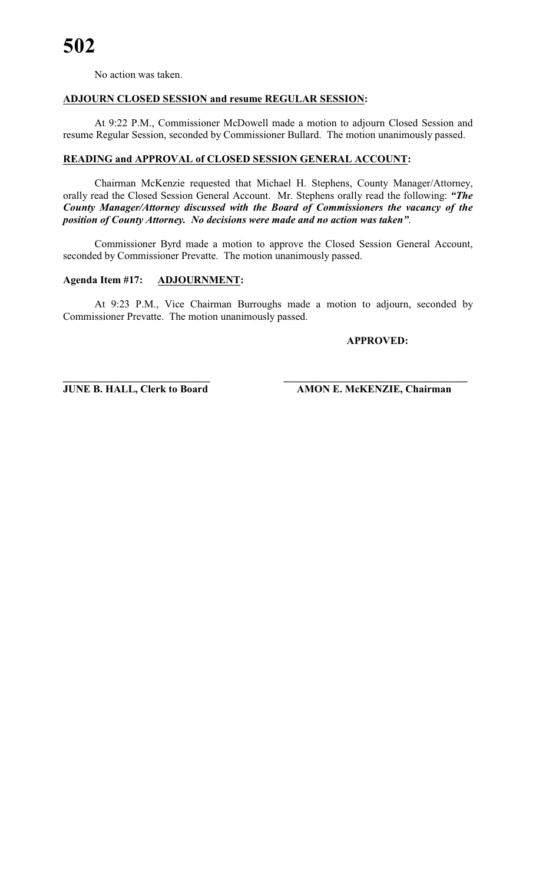No action was taken.

**ADJOURN CLOSED SESSION and resume REGULAR SESSION:**

At 9:22 P.M., Commissioner McDowell made a motion to adjourn Closed Session and resume Regular Session, seconded by Commissioner Bullard. The motion unanimously passed.

**READING and APPROVAL of CLOSED SESSION GENERAL ACCOUNT:**

Chairman McKenzie requested that Michael H. Stephens, County Manager/Attorney, orally read the Closed Session General Account. Mr. Stephens orally read the following: ***"The County Manager/Attorney discussed with the Board of Commissioners the vacancy of the position of County Attorney. No decisions were made and no action was taken"***.

Commissioner Byrd made a motion to approve the Closed Session General Account, seconded by Commissioner Prevatte. The motion unanimously passed.

**Agenda Item #17: ADJOURNMENT:**

At 9:23 P.M., Vice Chairman Burroughs made a motion to adjourn, seconded by Commissioner Prevatte. The motion unanimously passed.

**APPROVED:**

| ____________________________ | ____________________________ |
|---|---|
| **JUNE B. HALL, Clerk to Board** | **AMON E. McKENZIE, Chairman** |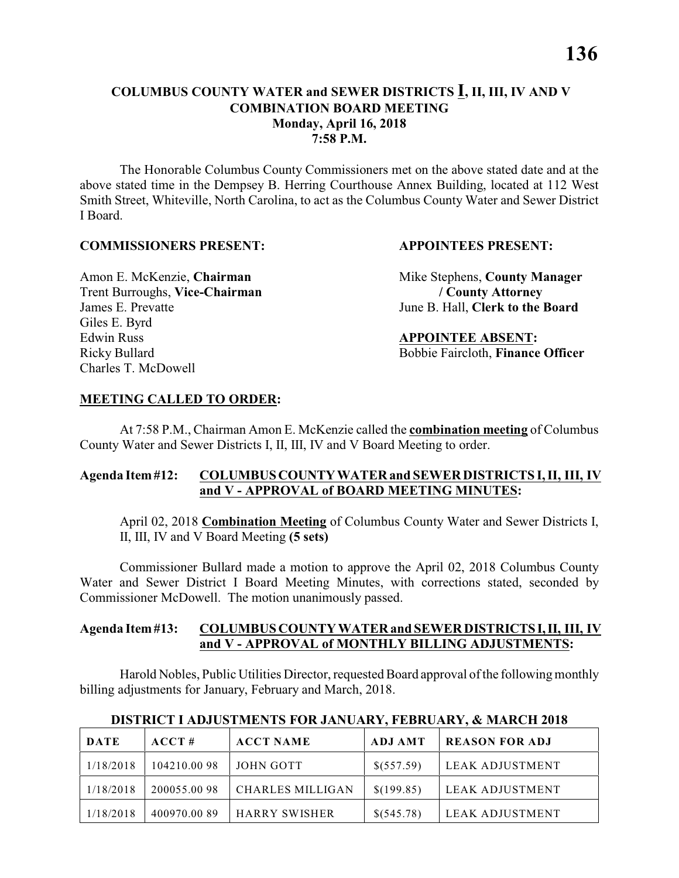# COLUMBUS COUNTY WATER and SEWER DISTRICTS I, II, III, IV AND V COMBINATION BOARD MEETING

**Monday, April 16, 2018**
**7:58 P.M.**

The Honorable Columbus County Commissioners met on the above stated date and at the above stated time in the Dempsey B. Herring Courthouse Annex Building, located at 112 West Smith Street, Whiteville, North Carolina, to act as the Columbus County Water and Sewer District I Board.

**COMMISSIONERS PRESENT:**

Amon E. McKenzie, **Chairman**
Trent Burroughs, **Vice-Chairman**
James E. Prevatte
Giles E. Byrd
Edwin Russ
Ricky Bullard
Charles T. McDowell

**APPOINTEES PRESENT:**

Mike Stephens, **County Manager / County Attorney**
June B. Hall, **Clerk to the Board**

**APPOINTEE ABSENT:**

Bobbie Faircloth, **Finance Officer**

**MEETING CALLED TO ORDER:**

At 7:58 P.M., Chairman Amon E. McKenzie called the **combination meeting** of Columbus County Water and Sewer Districts I, II, III, IV and V Board Meeting to order.

**Agenda Item #12: COLUMBUS COUNTY WATER and SEWER DISTRICTS I, II, III, IV and V - APPROVAL of BOARD MEETING MINUTES:**

April 02, 2018 **Combination Meeting** of Columbus County Water and Sewer Districts I, II, III, IV and V Board Meeting **(5 sets)**

Commissioner Bullard made a motion to approve the April 02, 2018 Columbus County Water and Sewer District I Board Meeting Minutes, with corrections stated, seconded by Commissioner McDowell. The motion unanimously passed.

**Agenda Item #13: COLUMBUS COUNTY WATER and SEWER DISTRICTS I, II, III, IV and V - APPROVAL of MONTHLY BILLING ADJUSTMENTS:**

Harold Nobles, Public Utilities Director, requested Board approval of the following monthly billing adjustments for January, February and March, 2018.

**DISTRICT I ADJUSTMENTS FOR JANUARY, FEBRUARY, & MARCH 2018**

| DATE | ACCT # | ACCT NAME | ADJ AMT | REASON FOR ADJ |
|---|---|---|---|---|
| 1/18/2018 | 104210.00 98 | JOHN GOTT | $(557.59) | LEAK ADJUSTMENT |
| 1/18/2018 | 200055.00 98 | CHARLES MILLIGAN | $(199.85) | LEAK ADJUSTMENT |
| 1/18/2018 | 400970.00 89 | HARRY SWISHER | $(545.78) | LEAK ADJUSTMENT |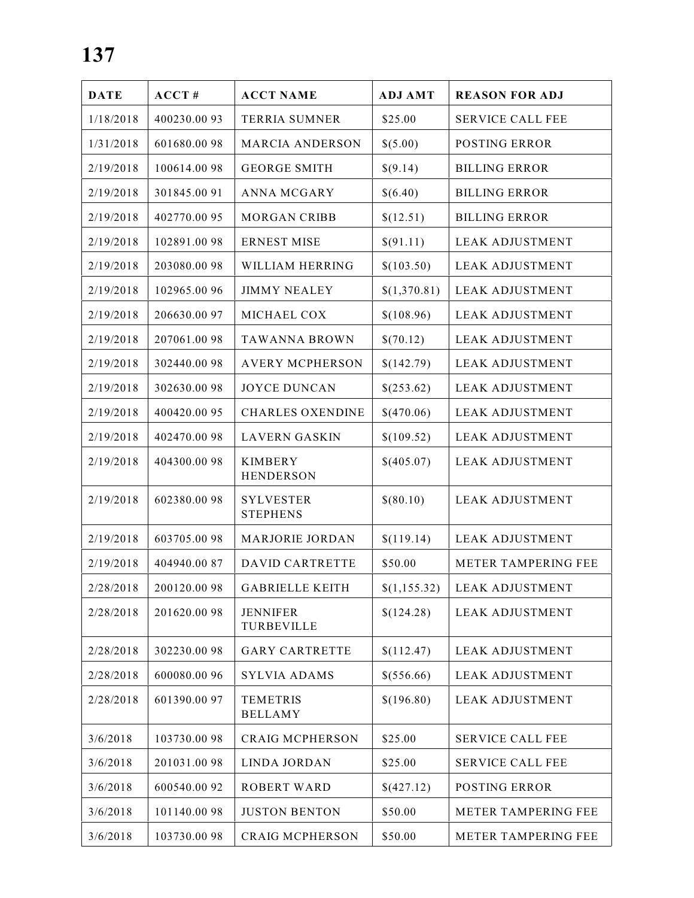| DATE | ACCT # | ACCT NAME | ADJ AMT | REASON FOR ADJ |
|---|---|---|---|---|
| 1/18/2018 | 400230.00 93 | TERRIA SUMNER | $25.00 | SERVICE CALL FEE |
| 1/31/2018 | 601680.00 98 | MARCIA ANDERSON | $(5.00) | POSTING ERROR |
| 2/19/2018 | 100614.00 98 | GEORGE SMITH | $(9.14) | BILLING ERROR |
| 2/19/2018 | 301845.00 91 | ANNA MCGARY | $(6.40) | BILLING ERROR |
| 2/19/2018 | 402770.00 95 | MORGAN CRIBB | $(12.51) | BILLING ERROR |
| 2/19/2018 | 102891.00 98 | ERNEST MISE | $(91.11) | LEAK ADJUSTMENT |
| 2/19/2018 | 203080.00 98 | WILLIAM HERRING | $(103.50) | LEAK ADJUSTMENT |
| 2/19/2018 | 102965.00 96 | JIMMY NEALEY | $(1,370.81) | LEAK ADJUSTMENT |
| 2/19/2018 | 206630.00 97 | MICHAEL COX | $(108.96) | LEAK ADJUSTMENT |
| 2/19/2018 | 207061.00 98 | TAWANNA BROWN | $(70.12) | LEAK ADJUSTMENT |
| 2/19/2018 | 302440.00 98 | AVERY MCPHERSON | $(142.79) | LEAK ADJUSTMENT |
| 2/19/2018 | 302630.00 98 | JOYCE DUNCAN | $(253.62) | LEAK ADJUSTMENT |
| 2/19/2018 | 400420.00 95 | CHARLES OXENDINE | $(470.06) | LEAK ADJUSTMENT |
| 2/19/2018 | 402470.00 98 | LAVERN GASKIN | $(109.52) | LEAK ADJUSTMENT |
| 2/19/2018 | 404300.00 98 | KIMBERY HENDERSON | $(405.07) | LEAK ADJUSTMENT |
| 2/19/2018 | 602380.00 98 | SYLVESTER STEPHENS | $(80.10) | LEAK ADJUSTMENT |
| 2/19/2018 | 603705.00 98 | MARJORIE JORDAN | $(119.14) | LEAK ADJUSTMENT |
| 2/19/2018 | 404940.00 87 | DAVID CARTRETTE | $50.00 | METER TAMPERING FEE |
| 2/28/2018 | 200120.00 98 | GABRIELLE KEITH | $(1,155.32) | LEAK ADJUSTMENT |
| 2/28/2018 | 201620.00 98 | JENNIFER TURBEVILLE | $(124.28) | LEAK ADJUSTMENT |
| 2/28/2018 | 302230.00 98 | GARY CARTRETTE | $(112.47) | LEAK ADJUSTMENT |
| 2/28/2018 | 600080.00 96 | SYLVIA ADAMS | $(556.66) | LEAK ADJUSTMENT |
| 2/28/2018 | 601390.00 97 | TEMETRIS BELLAMY | $(196.80) | LEAK ADJUSTMENT |
| 3/6/2018 | 103730.00 98 | CRAIG MCPHERSON | $25.00 | SERVICE CALL FEE |
| 3/6/2018 | 201031.00 98 | LINDA JORDAN | $25.00 | SERVICE CALL FEE |
| 3/6/2018 | 600540.00 92 | ROBERT WARD | $(427.12) | POSTING ERROR |
| 3/6/2018 | 101140.00 98 | JUSTON BENTON | $50.00 | METER TAMPERING FEE |
| 3/6/2018 | 103730.00 98 | CRAIG MCPHERSON | $50.00 | METER TAMPERING FEE |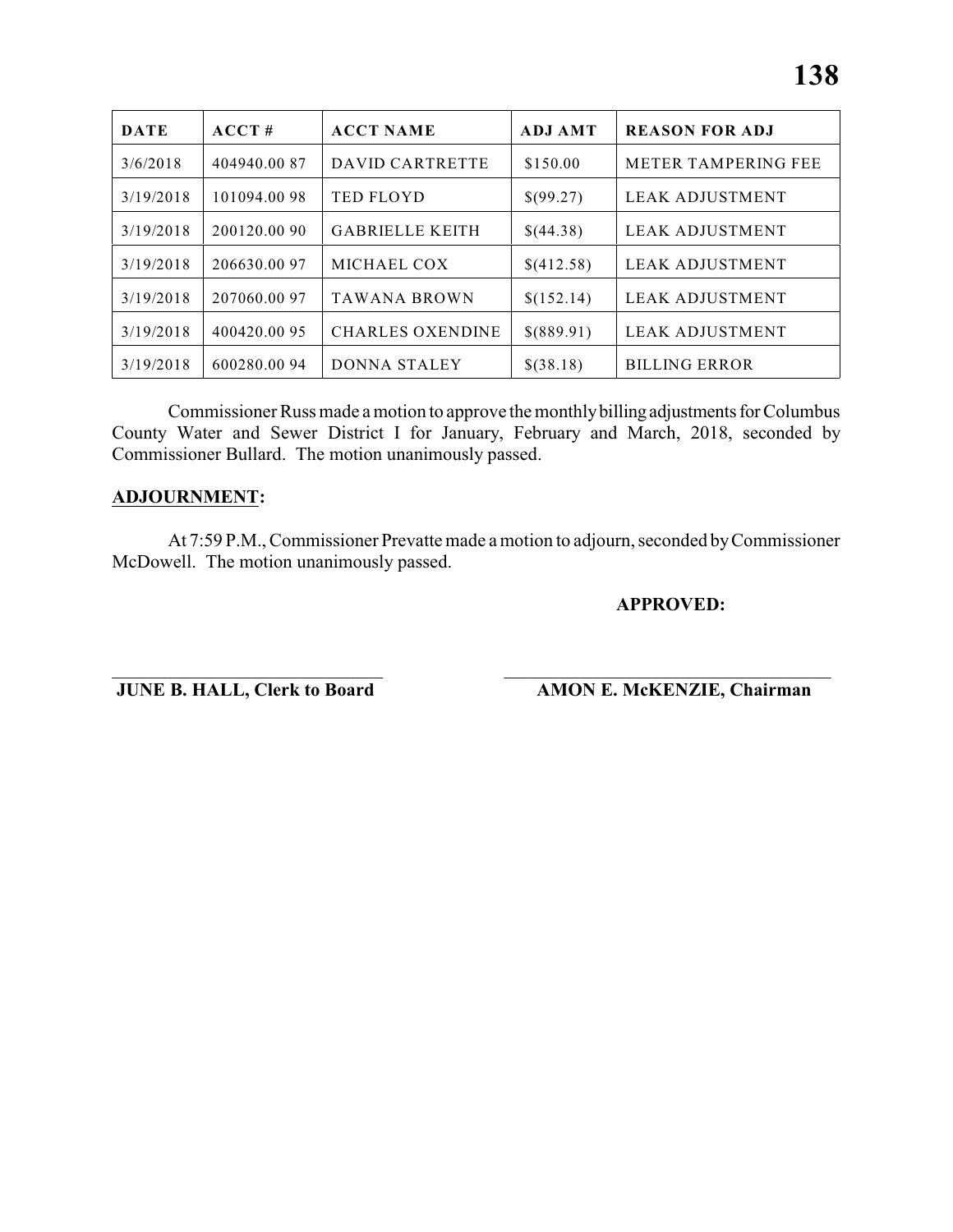| DATE | ACCT # | ACCT NAME | ADJ AMT | REASON FOR ADJ |
|---|---|---|---|---|
| 3/6/2018 | 404940.00 87 | DAVID CARTRETTE | $150.00 | METER TAMPERING FEE |
| 3/19/2018 | 101094.00 98 | TED FLOYD | $(99.27) | LEAK ADJUSTMENT |
| 3/19/2018 | 200120.00 90 | GABRIELLE KEITH | $(44.38) | LEAK ADJUSTMENT |
| 3/19/2018 | 206630.00 97 | MICHAEL COX | $(412.58) | LEAK ADJUSTMENT |
| 3/19/2018 | 207060.00 97 | TAWANA BROWN | $(152.14) | LEAK ADJUSTMENT |
| 3/19/2018 | 400420.00 95 | CHARLES OXENDINE | $(889.91) | LEAK ADJUSTMENT |
| 3/19/2018 | 600280.00 94 | DONNA STALEY | $(38.18) | BILLING ERROR |

Commissioner Russ made a motion to approve the monthly billing adjustments for Columbus County Water and Sewer District I for January, February and March, 2018, seconded by Commissioner Bullard. The motion unanimously passed.

**ADJOURNMENT:**

At 7:59 P.M., Commissioner Prevatte made a motion to adjourn, seconded by Commissioner McDowell. The motion unanimously passed.

**APPROVED:**

______________________________ ______________________________

**JUNE B. HALL, Clerk to Board** **AMON E. McKENZIE, Chairman**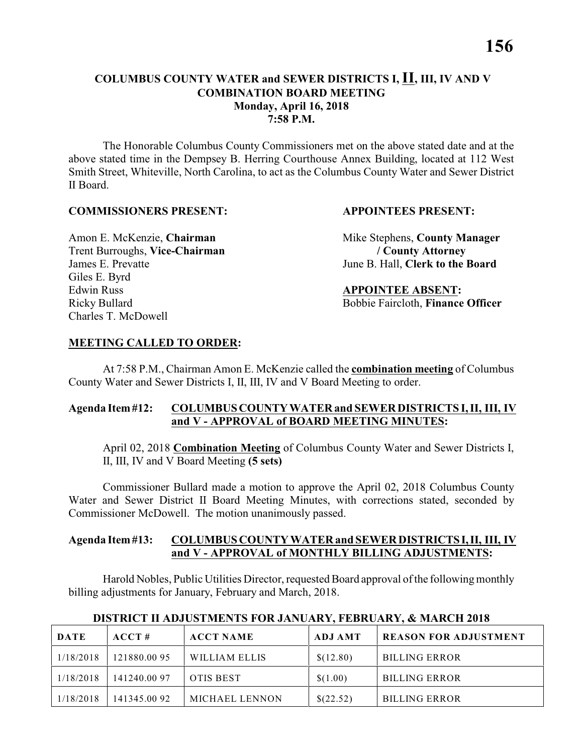**COLUMBUS COUNTY WATER and SEWER DISTRICTS I, II, III, IV AND V**
**COMBINATION BOARD MEETING**
**Monday, April 16, 2018**
**7:58 P.M.**

The Honorable Columbus County Commissioners met on the above stated date and at the above stated time in the Dempsey B. Herring Courthouse Annex Building, located at 112 West Smith Street, Whiteville, North Carolina, to act as the Columbus County Water and Sewer District II Board.

**COMMISSIONERS PRESENT:**

Amon E. McKenzie, **Chairman**
Trent Burroughs, **Vice-Chairman**
James E. Prevatte
Giles E. Byrd
Edwin Russ
Ricky Bullard
Charles T. McDowell

**APPOINTEES PRESENT:**

Mike Stephens, **County Manager / County Attorney**
June B. Hall, **Clerk to the Board**

**APPOINTEE ABSENT:**

Bobbie Faircloth, **Finance Officer**

**MEETING CALLED TO ORDER:**

At 7:58 P.M., Chairman Amon E. McKenzie called the **combination meeting** of Columbus County Water and Sewer Districts I, II, III, IV and V Board Meeting to order.

**Agenda Item #12: COLUMBUS COUNTY WATER and SEWER DISTRICTS I, II, III, IV and V - APPROVAL of BOARD MEETING MINUTES:**

April 02, 2018 **Combination Meeting** of Columbus County Water and Sewer Districts I, II, III, IV and V Board Meeting **(5 sets)**

Commissioner Bullard made a motion to approve the April 02, 2018 Columbus County Water and Sewer District II Board Meeting Minutes, with corrections stated, seconded by Commissioner McDowell. The motion unanimously passed.

**Agenda Item #13: COLUMBUS COUNTY WATER and SEWER DISTRICTS I, II, III, IV and V - APPROVAL of MONTHLY BILLING ADJUSTMENTS:**

Harold Nobles, Public Utilities Director, requested Board approval of the following monthly billing adjustments for January, February and March, 2018.

**DISTRICT II ADJUSTMENTS FOR JANUARY, FEBRUARY, & MARCH 2018**

| DATE | ACCT # | ACCT NAME | ADJ AMT | REASON FOR ADJUSTMENT |
|---|---|---|---|---|
| 1/18/2018 | 121880.00 95 | WILLIAM ELLIS | $(12.80) | BILLING ERROR |
| 1/18/2018 | 141240.00 97 | OTIS BEST | $(1.00) | BILLING ERROR |
| 1/18/2018 | 141345.00 92 | MICHAEL LENNON | $(22.52) | BILLING ERROR |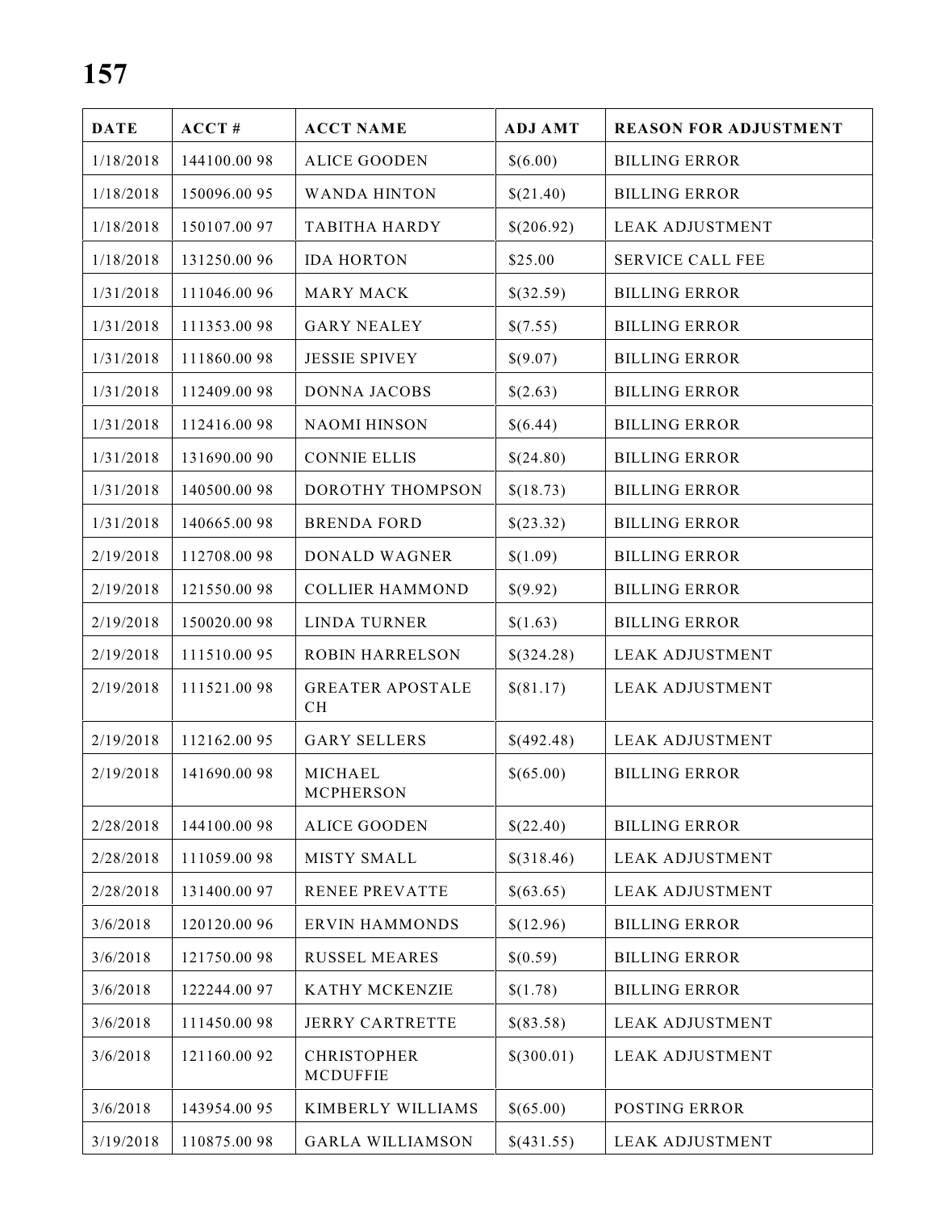# 157

| DATE | ACCT # | ACCT NAME | ADJ AMT | REASON FOR ADJUSTMENT |
|---|---|---|---|---|
| 1/18/2018 | 144100.00 98 | ALICE GOODEN | $(6.00) | BILLING ERROR |
| 1/18/2018 | 150096.00 95 | WANDA HINTON | $(21.40) | BILLING ERROR |
| 1/18/2018 | 150107.00 97 | TABITHA HARDY | $(206.92) | LEAK ADJUSTMENT |
| 1/18/2018 | 131250.00 96 | IDA HORTON | $25.00 | SERVICE CALL FEE |
| 1/31/2018 | 111046.00 96 | MARY MACK | $(32.59) | BILLING ERROR |
| 1/31/2018 | 111353.00 98 | GARY NEALEY | $(7.55) | BILLING ERROR |
| 1/31/2018 | 111860.00 98 | JESSIE SPIVEY | $(9.07) | BILLING ERROR |
| 1/31/2018 | 112409.00 98 | DONNA JACOBS | $(2.63) | BILLING ERROR |
| 1/31/2018 | 112416.00 98 | NAOMI HINSON | $(6.44) | BILLING ERROR |
| 1/31/2018 | 131690.00 90 | CONNIE ELLIS | $(24.80) | BILLING ERROR |
| 1/31/2018 | 140500.00 98 | DOROTHY THOMPSON | $(18.73) | BILLING ERROR |
| 1/31/2018 | 140665.00 98 | BRENDA FORD | $(23.32) | BILLING ERROR |
| 2/19/2018 | 112708.00 98 | DONALD WAGNER | $(1.09) | BILLING ERROR |
| 2/19/2018 | 121550.00 98 | COLLIER HAMMOND | $(9.92) | BILLING ERROR |
| 2/19/2018 | 150020.00 98 | LINDA TURNER | $(1.63) | BILLING ERROR |
| 2/19/2018 | 111510.00 95 | ROBIN HARRELSON | $(324.28) | LEAK ADJUSTMENT |
| 2/19/2018 | 111521.00 98 | GREATER APOSTALE CH | $(81.17) | LEAK ADJUSTMENT |
| 2/19/2018 | 112162.00 95 | GARY SELLERS | $(492.48) | LEAK ADJUSTMENT |
| 2/19/2018 | 141690.00 98 | MICHAEL MCPHERSON | $(65.00) | BILLING ERROR |
| 2/28/2018 | 144100.00 98 | ALICE GOODEN | $(22.40) | BILLING ERROR |
| 2/28/2018 | 111059.00 98 | MISTY SMALL | $(318.46) | LEAK ADJUSTMENT |
| 2/28/2018 | 131400.00 97 | RENEE PREVATTE | $(63.65) | LEAK ADJUSTMENT |
| 3/6/2018 | 120120.00 96 | ERVIN HAMMONDS | $(12.96) | BILLING ERROR |
| 3/6/2018 | 121750.00 98 | RUSSEL MEARES | $(0.59) | BILLING ERROR |
| 3/6/2018 | 122244.00 97 | KATHY MCKENZIE | $(1.78) | BILLING ERROR |
| 3/6/2018 | 111450.00 98 | JERRY CARTRETTE | $(83.58) | LEAK ADJUSTMENT |
| 3/6/2018 | 121160.00 92 | CHRISTOPHER MCDUFFIE | $(300.01) | LEAK ADJUSTMENT |
| 3/6/2018 | 143954.00 95 | KIMBERLY WILLIAMS | $(65.00) | POSTING ERROR |
| 3/19/2018 | 110875.00 98 | GARLA WILLIAMSON | $(431.55) | LEAK ADJUSTMENT |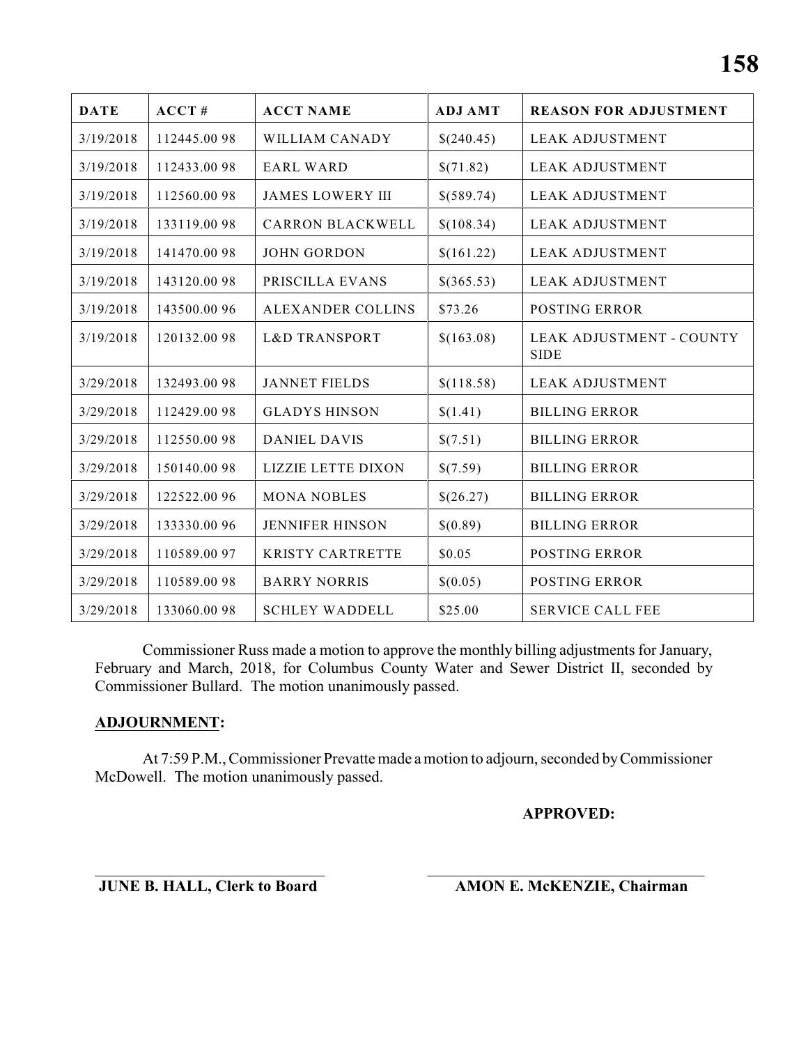| DATE | ACCT # | ACCT NAME | ADJ AMT | REASON FOR ADJUSTMENT |
|---|---|---|---|---|
| 3/19/2018 | 112445.00 98 | WILLIAM CANADY | $(240.45) | LEAK ADJUSTMENT |
| 3/19/2018 | 112433.00 98 | EARL WARD | $(71.82) | LEAK ADJUSTMENT |
| 3/19/2018 | 112560.00 98 | JAMES LOWERY III | $(589.74) | LEAK ADJUSTMENT |
| 3/19/2018 | 133119.00 98 | CARRON BLACKWELL | $(108.34) | LEAK ADJUSTMENT |
| 3/19/2018 | 141470.00 98 | JOHN GORDON | $(161.22) | LEAK ADJUSTMENT |
| 3/19/2018 | 143120.00 98 | PRISCILLA EVANS | $(365.53) | LEAK ADJUSTMENT |
| 3/19/2018 | 143500.00 96 | ALEXANDER COLLINS | $73.26 | POSTING ERROR |
| 3/19/2018 | 120132.00 98 | L&D TRANSPORT | $(163.08) | LEAK ADJUSTMENT - COUNTY SIDE |
| 3/29/2018 | 132493.00 98 | JANNET FIELDS | $(118.58) | LEAK ADJUSTMENT |
| 3/29/2018 | 112429.00 98 | GLADYS HINSON | $(1.41) | BILLING ERROR |
| 3/29/2018 | 112550.00 98 | DANIEL DAVIS | $(7.51) | BILLING ERROR |
| 3/29/2018 | 150140.00 98 | LIZZIE LETTE DIXON | $(7.59) | BILLING ERROR |
| 3/29/2018 | 122522.00 96 | MONA NOBLES | $(26.27) | BILLING ERROR |
| 3/29/2018 | 133330.00 96 | JENNIFER HINSON | $(0.89) | BILLING ERROR |
| 3/29/2018 | 110589.00 97 | KRISTY CARTRETTE | $0.05 | POSTING ERROR |
| 3/29/2018 | 110589.00 98 | BARRY NORRIS | $(0.05) | POSTING ERROR |
| 3/29/2018 | 133060.00 98 | SCHLEY WADDELL | $25.00 | SERVICE CALL FEE |

Commissioner Russ made a motion to approve the monthly billing adjustments for January, February and March, 2018, for Columbus County Water and Sewer District II, seconded by Commissioner Bullard. The motion unanimously passed.

**ADJOURNMENT:**

At 7:59 P.M., Commissioner Prevatte made a motion to adjourn, seconded by Commissioner McDowell. The motion unanimously passed.

**APPROVED:**

\_\_\_\_\_\_\_\_\_\_\_\_\_\_\_\_\_\_\_\_\_\_\_\_\_\_\_\_\_\_ \_\_\_\_\_\_\_\_\_\_\_\_\_\_\_\_\_\_\_\_\_\_\_\_\_\_\_\_\_\_

**JUNE B. HALL, Clerk to Board** **AMON E. McKENZIE, Chairman**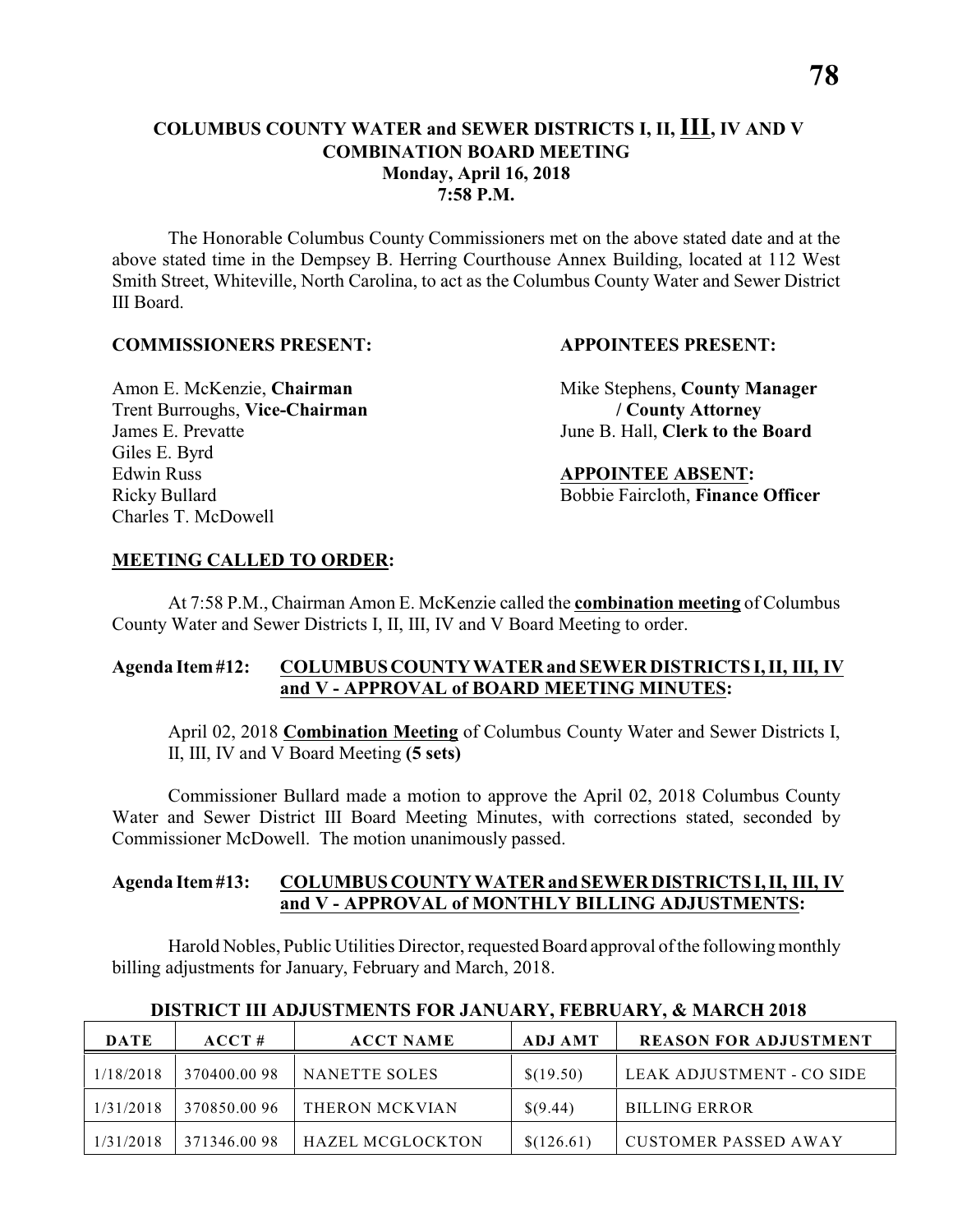## COLUMBUS COUNTY WATER and SEWER DISTRICTS I, II, III, IV AND V COMBINATION BOARD MEETING
### Monday, April 16, 2018
### 7:58 P.M.

The Honorable Columbus County Commissioners met on the above stated date and at the above stated time in the Dempsey B. Herring Courthouse Annex Building, located at 112 West Smith Street, Whiteville, North Carolina, to act as the Columbus County Water and Sewer District III Board.

**COMMISSIONERS PRESENT:**

Amon E. McKenzie, **Chairman**
Trent Burroughs, **Vice-Chairman**
James E. Prevatte
Giles E. Byrd
Edwin Russ
Ricky Bullard
Charles T. McDowell

**APPOINTEES PRESENT:**

Mike Stephens, **County Manager / County Attorney**
June B. Hall, **Clerk to the Board**

**APPOINTEE ABSENT:**

Bobbie Faircloth, **Finance Officer**

**MEETING CALLED TO ORDER:**

At 7:58 P.M., Chairman Amon E. McKenzie called the **combination meeting** of Columbus County Water and Sewer Districts I, II, III, IV and V Board Meeting to order.

**Agenda Item #12: COLUMBUS COUNTY WATER and SEWER DISTRICTS I, II, III, IV and V - APPROVAL of BOARD MEETING MINUTES:**

April 02, 2018 **Combination Meeting** of Columbus County Water and Sewer Districts I, II, III, IV and V Board Meeting **(5 sets)**

Commissioner Bullard made a motion to approve the April 02, 2018 Columbus County Water and Sewer District III Board Meeting Minutes, with corrections stated, seconded by Commissioner McDowell. The motion unanimously passed.

**Agenda Item #13: COLUMBUS COUNTY WATER and SEWER DISTRICTS I, II, III, IV and V - APPROVAL of MONTHLY BILLING ADJUSTMENTS:**

Harold Nobles, Public Utilities Director, requested Board approval of the following monthly billing adjustments for January, February and March, 2018.

**DISTRICT III ADJUSTMENTS FOR JANUARY, FEBRUARY, & MARCH 2018**

| DATE | ACCT # | ACCT NAME | ADJ AMT | REASON FOR ADJUSTMENT |
|---|---|---|---|---|
| 1/18/2018 | 370400.00 98 | NANETTE SOLES | $(19.50) | LEAK ADJUSTMENT - CO SIDE |
| 1/31/2018 | 370850.00 96 | THERON MCKVIAN | $(9.44) | BILLING ERROR |
| 1/31/2018 | 371346.00 98 | HAZEL MCGLOCKTON | $(126.61) | CUSTOMER PASSED AWAY |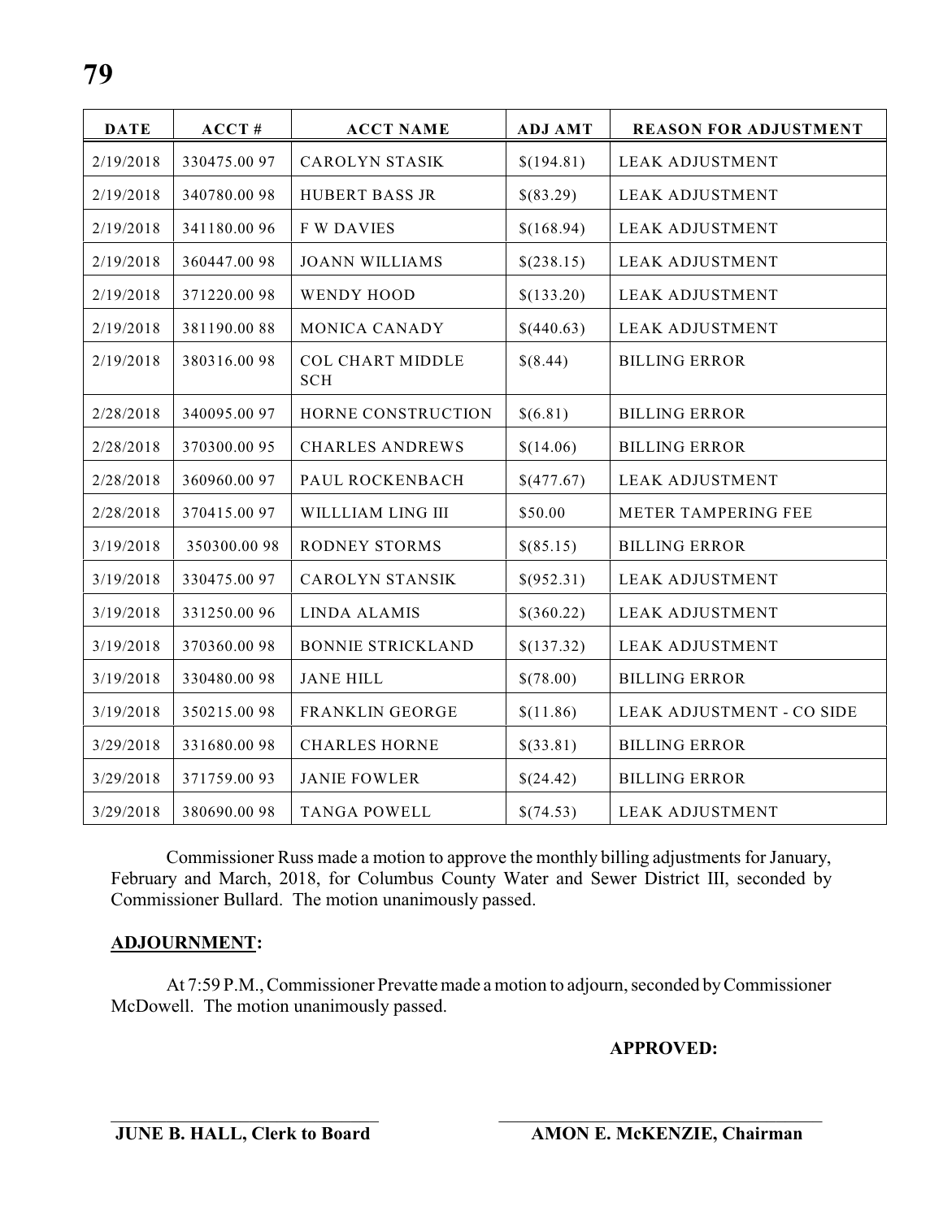| DATE | ACCT # | ACCT NAME | ADJ AMT | REASON FOR ADJUSTMENT |
|---|---|---|---|---|
| 2/19/2018 | 330475.00 97 | CAROLYN STASIK | $(194.81) | LEAK ADJUSTMENT |
| 2/19/2018 | 340780.00 98 | HUBERT BASS JR | $(83.29) | LEAK ADJUSTMENT |
| 2/19/2018 | 341180.00 96 | F W DAVIES | $(168.94) | LEAK ADJUSTMENT |
| 2/19/2018 | 360447.00 98 | JOANN WILLIAMS | $(238.15) | LEAK ADJUSTMENT |
| 2/19/2018 | 371220.00 98 | WENDY HOOD | $(133.20) | LEAK ADJUSTMENT |
| 2/19/2018 | 381190.00 88 | MONICA CANADY | $(440.63) | LEAK ADJUSTMENT |
| 2/19/2018 | 380316.00 98 | COL CHART MIDDLE SCH | $(8.44) | BILLING ERROR |
| 2/28/2018 | 340095.00 97 | HORNE CONSTRUCTION | $(6.81) | BILLING ERROR |
| 2/28/2018 | 370300.00 95 | CHARLES ANDREWS | $(14.06) | BILLING ERROR |
| 2/28/2018 | 360960.00 97 | PAUL ROCKENBACH | $(477.67) | LEAK ADJUSTMENT |
| 2/28/2018 | 370415.00 97 | WILLLIAM LING III | $50.00 | METER TAMPERING FEE |
| 3/19/2018 | 350300.00 98 | RODNEY STORMS | $(85.15) | BILLING ERROR |
| 3/19/2018 | 330475.00 97 | CAROLYN STANSIK | $(952.31) | LEAK ADJUSTMENT |
| 3/19/2018 | 331250.00 96 | LINDA ALAMIS | $(360.22) | LEAK ADJUSTMENT |
| 3/19/2018 | 370360.00 98 | BONNIE STRICKLAND | $(137.32) | LEAK ADJUSTMENT |
| 3/19/2018 | 330480.00 98 | JANE HILL | $(78.00) | BILLING ERROR |
| 3/19/2018 | 350215.00 98 | FRANKLIN GEORGE | $(11.86) | LEAK ADJUSTMENT - CO SIDE |
| 3/29/2018 | 331680.00 98 | CHARLES HORNE | $(33.81) | BILLING ERROR |
| 3/29/2018 | 371759.00 93 | JANIE FOWLER | $(24.42) | BILLING ERROR |
| 3/29/2018 | 380690.00 98 | TANGA POWELL | $(74.53) | LEAK ADJUSTMENT |

Commissioner Russ made a motion to approve the monthly billing adjustments for January, February and March, 2018, for Columbus County Water and Sewer District III, seconded by Commissioner Bullard. The motion unanimously passed.

**ADJOURNMENT:**

At 7:59 P.M., Commissioner Prevatte made a motion to adjourn, seconded by Commissioner McDowell. The motion unanimously passed.

**APPROVED:**

**JUNE B. HALL, Clerk to Board** **AMON E. McKENZIE, Chairman**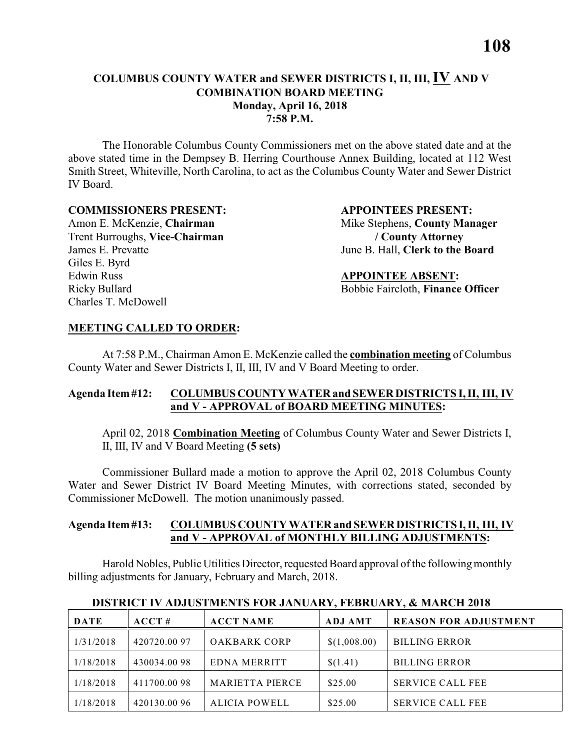## COLUMBUS COUNTY WATER and SEWER DISTRICTS I, II, III, IV AND V COMBINATION BOARD MEETING
### Monday, April 16, 2018
### 7:58 P.M.

The Honorable Columbus County Commissioners met on the above stated date and at the above stated time in the Dempsey B. Herring Courthouse Annex Building, located at 112 West Smith Street, Whiteville, North Carolina, to act as the Columbus County Water and Sewer District IV Board.

**COMMISSIONERS PRESENT:**
Amon E. McKenzie, **Chairman**
Trent Burroughs, **Vice-Chairman**
James E. Prevatte
Giles E. Byrd
Edwin Russ
Ricky Bullard
Charles T. McDowell

**APPOINTEES PRESENT:**
Mike Stephens, **County Manager / County Attorney**
June B. Hall, **Clerk to the Board**

**APPOINTEE ABSENT:**
Bobbie Faircloth, **Finance Officer**

**MEETING CALLED TO ORDER:**

At 7:58 P.M., Chairman Amon E. McKenzie called the **combination meeting** of Columbus County Water and Sewer Districts I, II, III, IV and V Board Meeting to order.

**Agenda Item #12: COLUMBUS COUNTY WATER and SEWER DISTRICTS I, II, III, IV and V - APPROVAL of BOARD MEETING MINUTES:**

April 02, 2018 **Combination Meeting** of Columbus County Water and Sewer Districts I, II, III, IV and V Board Meeting **(5 sets)**

Commissioner Bullard made a motion to approve the April 02, 2018 Columbus County Water and Sewer District IV Board Meeting Minutes, with corrections stated, seconded by Commissioner McDowell. The motion unanimously passed.

**Agenda Item #13: COLUMBUS COUNTY WATER and SEWER DISTRICTS I, II, III, IV and V - APPROVAL of MONTHLY BILLING ADJUSTMENTS:**

Harold Nobles, Public Utilities Director, requested Board approval of the following monthly billing adjustments for January, February and March, 2018.

**DISTRICT IV ADJUSTMENTS FOR JANUARY, FEBRUARY, & MARCH 2018**

| DATE | ACCT # | ACCT NAME | ADJ AMT | REASON FOR ADJUSTMENT |
|---|---|---|---|---|
| 1/31/2018 | 420720.00 97 | OAKBARK CORP | $(1,008.00) | BILLING ERROR |
| 1/18/2018 | 430034.00 98 | EDNA MERRITT | $(1.41) | BILLING ERROR |
| 1/18/2018 | 411700.00 98 | MARIETTA PIERCE | $25.00 | SERVICE CALL FEE |
| 1/18/2018 | 420130.00 96 | ALICIA POWELL | $25.00 | SERVICE CALL FEE |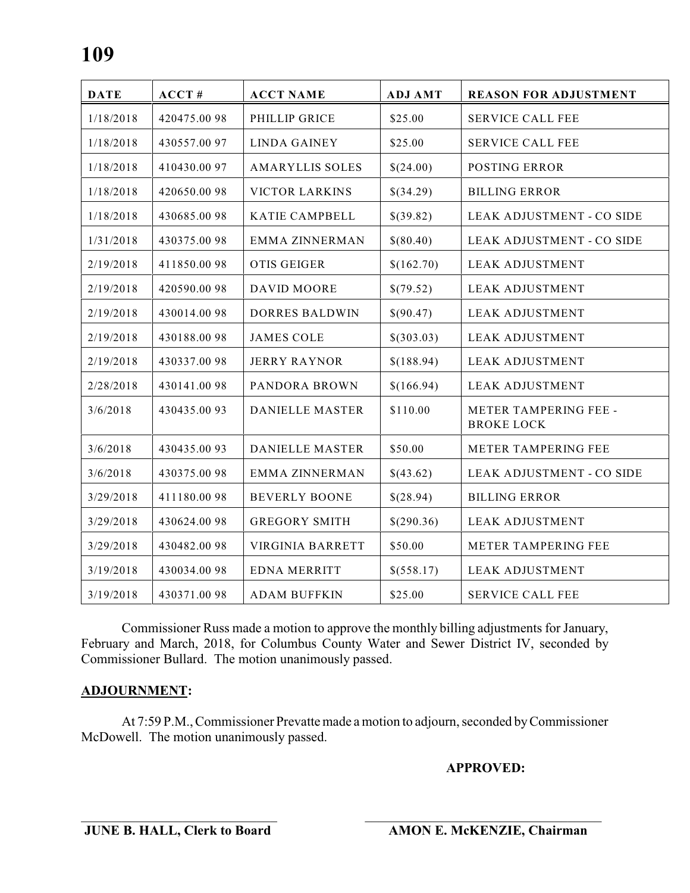| DATE | ACCT # | ACCT NAME | ADJ AMT | REASON FOR ADJUSTMENT |
|---|---|---|---|---|
| 1/18/2018 | 420475.00 98 | PHILLIP GRICE | $25.00 | SERVICE CALL FEE |
| 1/18/2018 | 430557.00 97 | LINDA GAINEY | $25.00 | SERVICE CALL FEE |
| 1/18/2018 | 410430.00 97 | AMARYLLIS SOLES | $(24.00) | POSTING ERROR |
| 1/18/2018 | 420650.00 98 | VICTOR LARKINS | $(34.29) | BILLING ERROR |
| 1/18/2018 | 430685.00 98 | KATIE CAMPBELL | $(39.82) | LEAK ADJUSTMENT - CO SIDE |
| 1/31/2018 | 430375.00 98 | EMMA ZINNERMAN | $(80.40) | LEAK ADJUSTMENT - CO SIDE |
| 2/19/2018 | 411850.00 98 | OTIS GEIGER | $(162.70) | LEAK ADJUSTMENT |
| 2/19/2018 | 420590.00 98 | DAVID MOORE | $(79.52) | LEAK ADJUSTMENT |
| 2/19/2018 | 430014.00 98 | DORRES BALDWIN | $(90.47) | LEAK ADJUSTMENT |
| 2/19/2018 | 430188.00 98 | JAMES COLE | $(303.03) | LEAK ADJUSTMENT |
| 2/19/2018 | 430337.00 98 | JERRY RAYNOR | $(188.94) | LEAK ADJUSTMENT |
| 2/28/2018 | 430141.00 98 | PANDORA BROWN | $(166.94) | LEAK ADJUSTMENT |
| 3/6/2018 | 430435.00 93 | DANIELLE MASTER | $110.00 | METER TAMPERING FEE - BROKE LOCK |
| 3/6/2018 | 430435.00 93 | DANIELLE MASTER | $50.00 | METER TAMPERING FEE |
| 3/6/2018 | 430375.00 98 | EMMA ZINNERMAN | $(43.62) | LEAK ADJUSTMENT - CO SIDE |
| 3/29/2018 | 411180.00 98 | BEVERLY BOONE | $(28.94) | BILLING ERROR |
| 3/29/2018 | 430624.00 98 | GREGORY SMITH | $(290.36) | LEAK ADJUSTMENT |
| 3/29/2018 | 430482.00 98 | VIRGINIA BARRETT | $50.00 | METER TAMPERING FEE |
| 3/19/2018 | 430034.00 98 | EDNA MERRITT | $(558.17) | LEAK ADJUSTMENT |
| 3/19/2018 | 430371.00 98 | ADAM BUFFKIN | $25.00 | SERVICE CALL FEE |

Commissioner Russ made a motion to approve the monthly billing adjustments for January, February and March, 2018, for Columbus County Water and Sewer District IV, seconded by Commissioner Bullard. The motion unanimously passed.

**ADJOURNMENT:**

At 7:59 P.M., Commissioner Prevatte made a motion to adjourn, seconded by Commissioner McDowell. The motion unanimously passed.

**APPROVED:**

**JUNE B. HALL, Clerk to Board** **AMON E. McKENZIE, Chairman**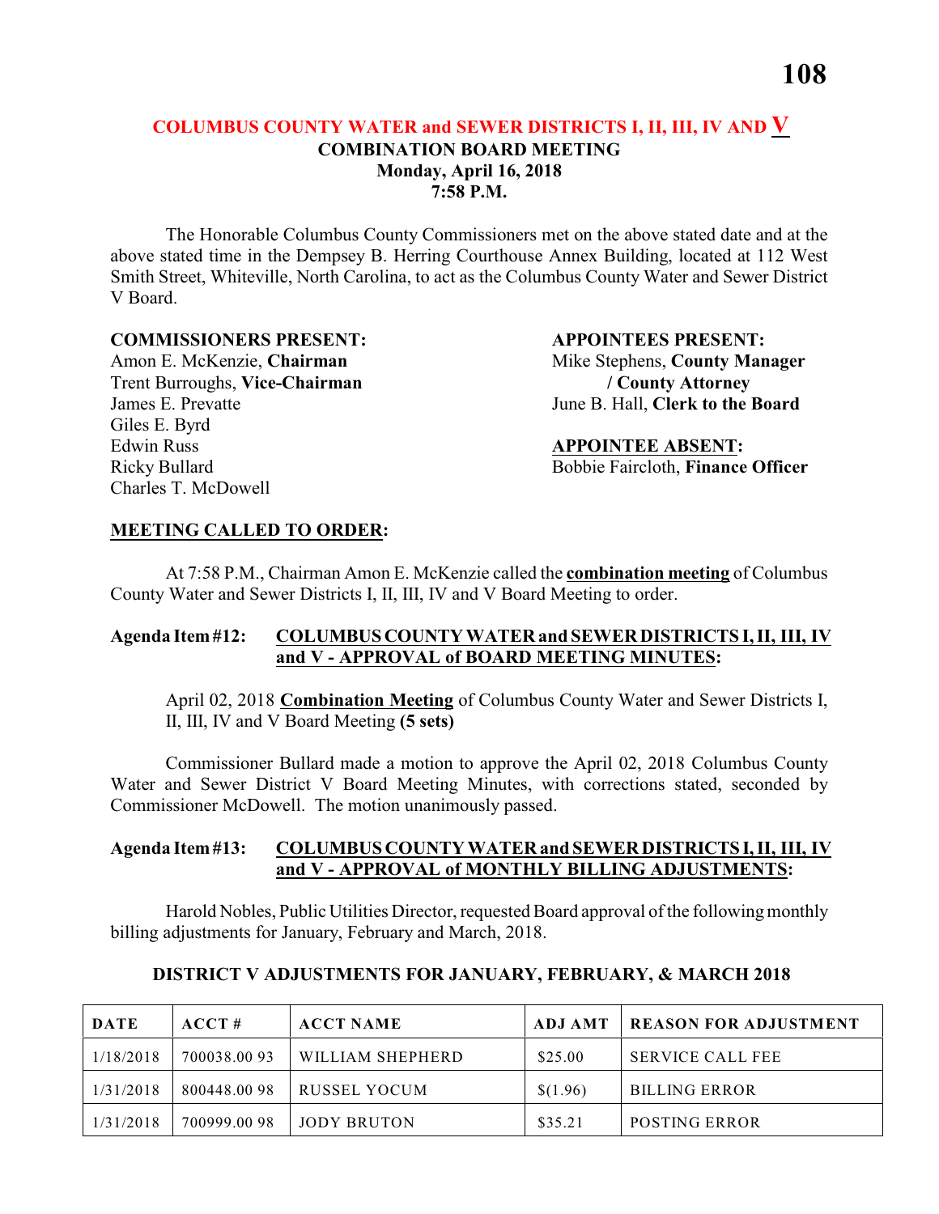## COLUMBUS COUNTY WATER and SEWER DISTRICTS I, II, III, IV AND V
**COMBINATION BOARD MEETING**
**Monday, April 16, 2018**
**7:58 P.M.**

The Honorable Columbus County Commissioners met on the above stated date and at the above stated time in the Dempsey B. Herring Courthouse Annex Building, located at 112 West Smith Street, Whiteville, North Carolina, to act as the Columbus County Water and Sewer District V Board.

**COMMISSIONERS PRESENT:**
Amon E. McKenzie, **Chairman**
Trent Burroughs, **Vice-Chairman**
James E. Prevatte
Giles E. Byrd
Edwin Russ
Ricky Bullard
Charles T. McDowell

**APPOINTEES PRESENT:**
Mike Stephens, **County Manager / County Attorney**
June B. Hall, **Clerk to the Board**

**APPOINTEE ABSENT:**
Bobbie Faircloth, **Finance Officer**

**MEETING CALLED TO ORDER:**

At 7:58 P.M., Chairman Amon E. McKenzie called the **combination meeting** of Columbus County Water and Sewer Districts I, II, III, IV and V Board Meeting to order.

**Agenda Item #12: COLUMBUS COUNTY WATER and SEWER DISTRICTS I, II, III, IV and V - APPROVAL of BOARD MEETING MINUTES:**

April 02, 2018 **Combination Meeting** of Columbus County Water and Sewer Districts I, II, III, IV and V Board Meeting **(5 sets)**

Commissioner Bullard made a motion to approve the April 02, 2018 Columbus County Water and Sewer District V Board Meeting Minutes, with corrections stated, seconded by Commissioner McDowell. The motion unanimously passed.

**Agenda Item #13: COLUMBUS COUNTY WATER and SEWER DISTRICTS I, II, III, IV and V - APPROVAL of MONTHLY BILLING ADJUSTMENTS:**

Harold Nobles, Public Utilities Director, requested Board approval of the following monthly billing adjustments for January, February and March, 2018.

**DISTRICT V ADJUSTMENTS FOR JANUARY, FEBRUARY, & MARCH 2018**

| DATE | ACCT # | ACCT NAME | ADJ AMT | REASON FOR ADJUSTMENT |
|---|---|---|---|---|
| 1/18/2018 | 700038.00 93 | WILLIAM SHEPHERD | $25.00 | SERVICE CALL FEE |
| 1/31/2018 | 800448.00 98 | RUSSEL YOCUM | $(1.96) | BILLING ERROR |
| 1/31/2018 | 700999.00 98 | JODY BRUTON | $35.21 | POSTING ERROR |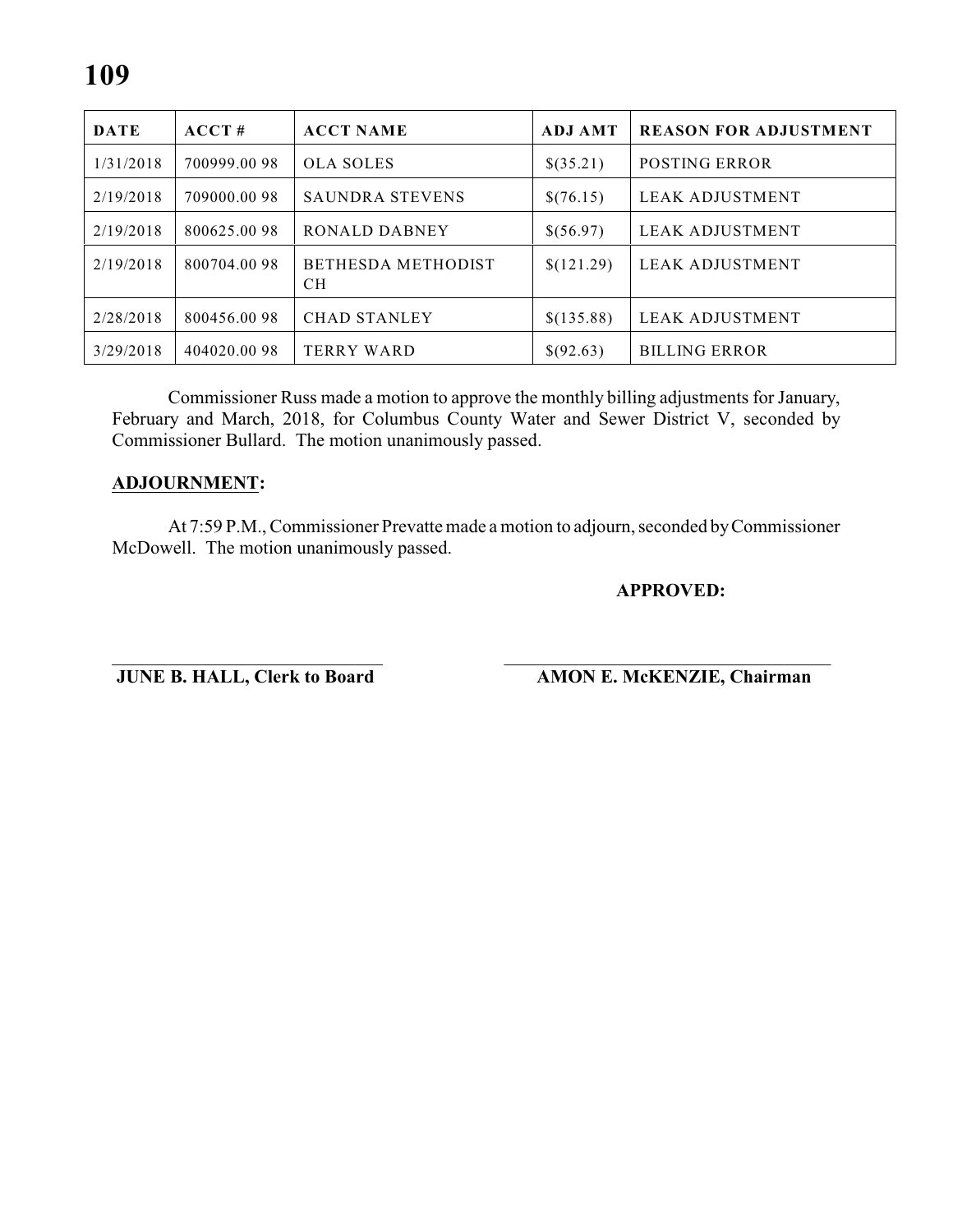| DATE | ACCT # | ACCT NAME | ADJ AMT | REASON FOR ADJUSTMENT |
|---|---|---|---|---|
| 1/31/2018 | 700999.00 98 | OLA SOLES | $(35.21) | POSTING ERROR |
| 2/19/2018 | 709000.00 98 | SAUNDRA STEVENS | $(76.15) | LEAK ADJUSTMENT |
| 2/19/2018 | 800625.00 98 | RONALD DABNEY | $(56.97) | LEAK ADJUSTMENT |
| 2/19/2018 | 800704.00 98 | BETHESDA METHODIST CH | $(121.29) | LEAK ADJUSTMENT |
| 2/28/2018 | 800456.00 98 | CHAD STANLEY | $(135.88) | LEAK ADJUSTMENT |
| 3/29/2018 | 404020.00 98 | TERRY WARD | $(92.63) | BILLING ERROR |

Commissioner Russ made a motion to approve the monthly billing adjustments for January, February and March, 2018, for Columbus County Water and Sewer District V, seconded by Commissioner Bullard. The motion unanimously passed.

**ADJOURNMENT:**

At 7:59 P.M., Commissioner Prevatte made a motion to adjourn, seconded by Commissioner McDowell. The motion unanimously passed.

**APPROVED:**

\_\_\_\_\_\_\_\_\_\_\_\_\_\_\_\_\_\_\_\_\_\_\_\_\_\_\_\_\_\_\_\_ \_\_\_\_\_\_\_\_\_\_\_\_\_\_\_\_\_\_\_\_\_\_\_\_\_\_\_\_\_\_\_\_

**JUNE B. HALL, Clerk to Board** **AMON E. McKENZIE, Chairman**